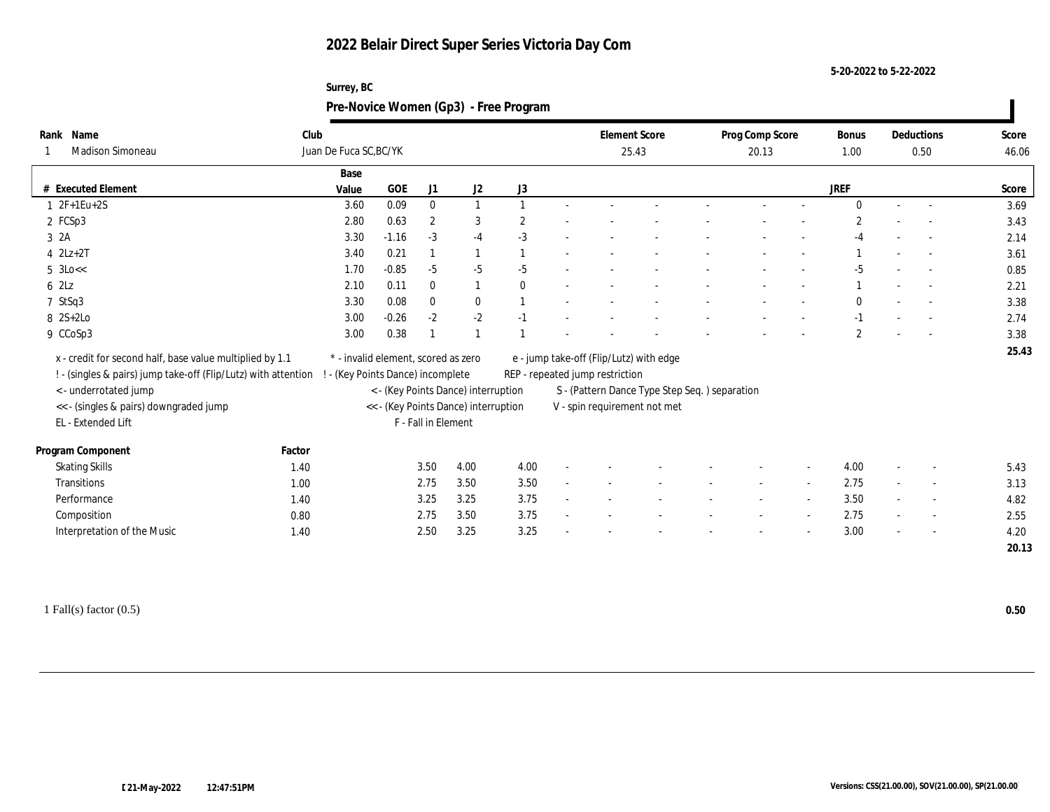# 2022 Belair Direct Super Series Victoria Day Com

5-20-2022 to 5-22-2022

Surrey, BC

## Pre-Novice Women (Gp3) - Free Program

| Rank | Name | Club | Element Score | Prog Comp Score | Bonus | Deductions | Score |
|---|---|---|---|---|---|---|---|
| 1 | Madison Simoneau | Juan De Fuca SC,BC/YK | 25.43 | 20.13 | 1.00 | 0.50 | 46.06 |

| # | Executed Element | Base Value | GOE | J1 | J2 | J3 | | | | | | | JREF | | | Score |
|---|---|---|---|---|---|---|---|---|---|---|---|---|---|---|---|---|
| 1 | 2F+1Eu+2S | 3.60 | 0.09 | 0 | 1 | 1 | - | - | - | - | - | - | 0 | - | - | 3.69 |
| 2 | FCSp3 | 2.80 | 0.63 | 2 | 3 | 2 | - | - | - | - | - | - | 2 | - | - | 3.43 |
| 3 | 2A | 3.30 | -1.16 | -3 | -4 | -3 | - | - | - | - | - | - | -4 | - | - | 2.14 |
| 4 | 2Lz+2T | 3.40 | 0.21 | 1 | 1 | 1 | - | - | - | - | - | - | 1 | - | - | 3.61 |
| 5 | 3Lo<< | 1.70 | -0.85 | -5 | -5 | -5 | - | - | - | - | - | - | -5 | - | - | 0.85 |
| 6 | 2Lz | 2.10 | 0.11 | 0 | 1 | 0 | - | - | - | - | - | - | 1 | - | - | 2.21 |
| 7 | StSq3 | 3.30 | 0.08 | 0 | 0 | 1 | - | - | - | - | - | - | 0 | - | - | 3.38 |
| 8 | 2S+2Lo | 3.00 | -0.26 | -2 | -2 | -1 | - | - | - | - | - | - | -1 | - | - | 2.74 |
| 9 | CCoSp3 | 3.00 | 0.38 | 1 | 1 | 1 | - | - | - | - | - | - | 2 | - | - | 3.38 |
| | | | | | | | | | | | | | | | | 25.43 |

x - credit for second half, base value multiplied by 1.1
! - (singles & pairs) jump take-off (Flip/Lutz) with attention
< - underrotated jump
<< - (singles & pairs) downgraded jump
EL - Extended Lift
\* - invalid element, scored as zero
! - (Key Points Dance) incomplete
< - (Key Points Dance) interruption
<< - (Key Points Dance) interruption
F - Fall in Element
e - jump take-off (Flip/Lutz) with edge
REP - repeated jump restriction
S - (Pattern Dance Type Step Seq. ) separation
V - spin requirement not met

| Program Component | Factor | J1 | J2 | J3 | | | | | | | JREF | | | Score |
|---|---|---|---|---|---|---|---|---|---|---|---|---|---|---|
| Skating Skills | 1.40 | 3.50 | 4.00 | 4.00 | - | - | - | - | - | - | 4.00 | - | - | 5.43 |
| Transitions | 1.00 | 2.75 | 3.50 | 3.50 | - | - | - | - | - | - | 2.75 | - | - | 3.13 |
| Performance | 1.40 | 3.25 | 3.25 | 3.75 | - | - | - | - | - | - | 3.50 | - | - | 4.82 |
| Composition | 0.80 | 2.75 | 3.50 | 3.75 | - | - | - | - | - | - | 2.75 | - | - | 2.55 |
| Interpretation of the Music | 1.40 | 2.50 | 3.25 | 3.25 | - | - | - | - | - | - | 3.00 | - | - | 4.20 |
| | | | | | | | | | | | | | | 20.13 |

1 Fall(s) factor (0.5) **0.50**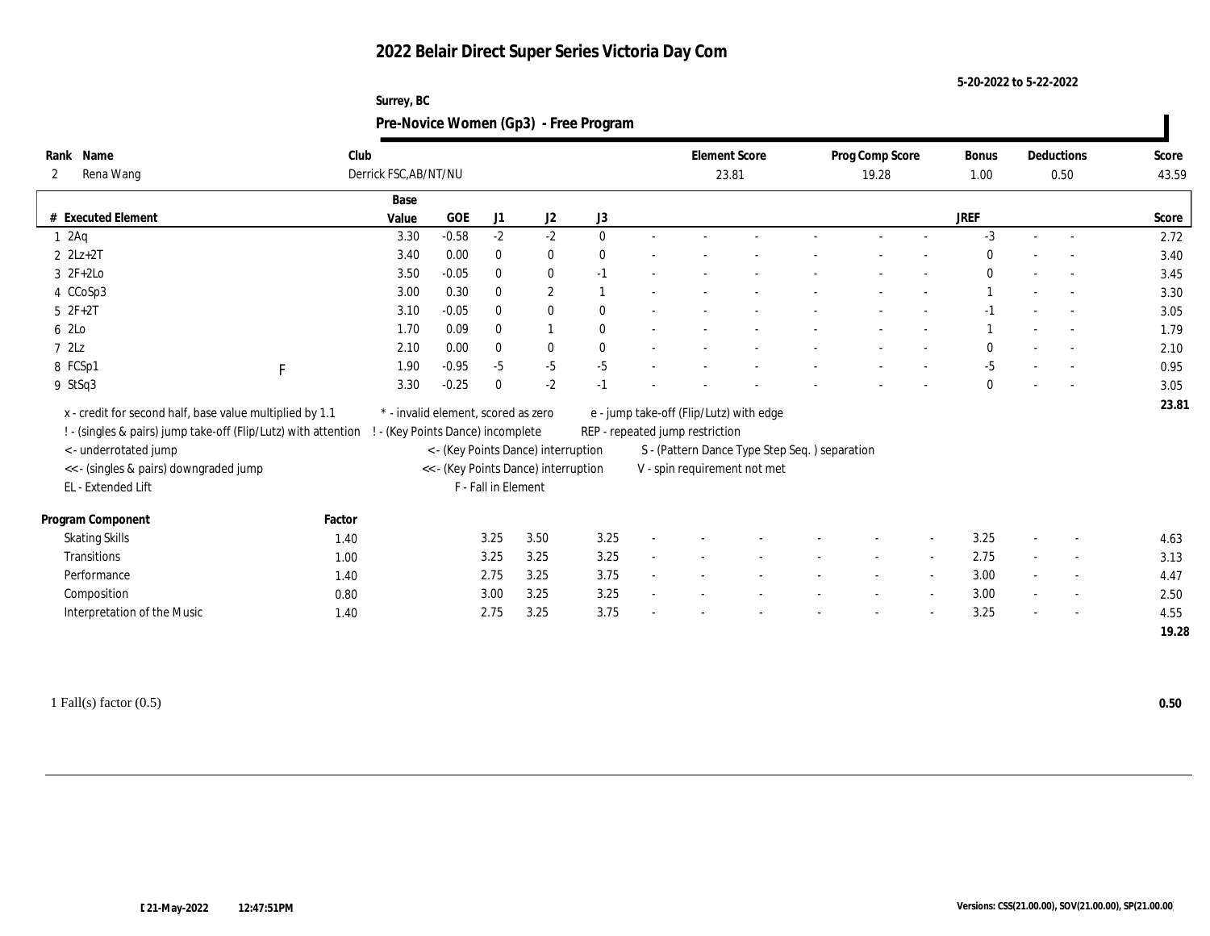# 2022 Belair Direct Super Series Victoria Day Com

5-20-2022 to 5-22-2022

Surrey, BC

## Pre-Novice Women (Gp3) - Free Program

| Rank | Name | Club | Element Score | Prog Comp Score | Bonus | Deductions | Score |
|---|---|---|---|---|---|---|---|
| 2 | Rena Wang | Derrick FSC,AB/NT/NU | 23.81 | 19.28 | 1.00 | 0.50 | 43.59 |

| # | Executed Element | | Base Value | GOE | J1 | J2 | J3 | | | | | | | | JREF | | | Score |
|---|---|---|---|---|---|---|---|---|---|---|---|---|---|---|---|---|---|---|
| 1 | 2Aq | | 3.30 | -0.58 | -2 | -2 | 0 | - | - | - | - | - | - | - | -3 | - | - | 2.72 |
| 2 | 2Lz+2T | | 3.40 | 0.00 | 0 | 0 | 0 | - | - | - | - | - | - | - | 0 | - | - | 3.40 |
| 3 | 2F+2Lo | | 3.50 | -0.05 | 0 | 0 | -1 | - | - | - | - | - | - | - | 0 | - | - | 3.45 |
| 4 | CCoSp3 | | 3.00 | 0.30 | 0 | 2 | 1 | - | - | - | - | - | - | - | 1 | - | - | 3.30 |
| 5 | 2F+2T | | 3.10 | -0.05 | 0 | 0 | 0 | - | - | - | - | - | - | - | -1 | - | - | 3.05 |
| 6 | 2Lo | | 1.70 | 0.09 | 0 | 1 | 0 | - | - | - | - | - | - | - | 1 | - | - | 1.79 |
| 7 | 2Lz | | 2.10 | 0.00 | 0 | 0 | 0 | - | - | - | - | - | - | - | 0 | - | - | 2.10 |
| 8 | FCSp1 | F | 1.90 | -0.95 | -5 | -5 | -5 | - | - | - | - | - | - | - | -5 | - | - | 0.95 |
| 9 | StSq3 | | 3.30 | -0.25 | 0 | -2 | -1 | - | - | - | - | - | - | - | 0 | - | - | 3.05 |
| | | | | | | | | | | | | | | | | | | 23.81 |

x - credit for second half, base value multiplied by 1.1
! - (singles & pairs) jump take-off (Flip/Lutz) with attention
< - underrotated jump
<< - (singles & pairs) downgraded jump
EL - Extended Lift
\* - invalid element, scored as zero
! - (Key Points Dance) incomplete
< - (Key Points Dance) interruption
<< - (Key Points Dance) interruption
F - Fall in Element
e - jump take-off (Flip/Lutz) with edge
REP - repeated jump restriction
S - (Pattern Dance Type Step Seq. ) separation
V - spin requirement not met

| Program Component | Factor | J1 | J2 | J3 | | | | | | | | JREF | | | Score |
|---|---|---|---|---|---|---|---|---|---|---|---|---|---|---|---|
| Skating Skills | 1.40 | 3.25 | 3.50 | 3.25 | - | - | - | - | - | - | - | 3.25 | - | - | 4.63 |
| Transitions | 1.00 | 3.25 | 3.25 | 3.25 | - | - | - | - | - | - | - | 2.75 | - | - | 3.13 |
| Performance | 1.40 | 2.75 | 3.25 | 3.75 | - | - | - | - | - | - | - | 3.00 | - | - | 4.47 |
| Composition | 0.80 | 3.00 | 3.25 | 3.25 | - | - | - | - | - | - | - | 3.00 | - | - | 2.50 |
| Interpretation of the Music | 1.40 | 2.75 | 3.25 | 3.75 | - | - | - | - | - | - | - | 3.25 | - | - | 4.55 |
| | | | | | | | | | | | | | | | 19.28 |

1 Fall(s) factor (0.5) **0.50**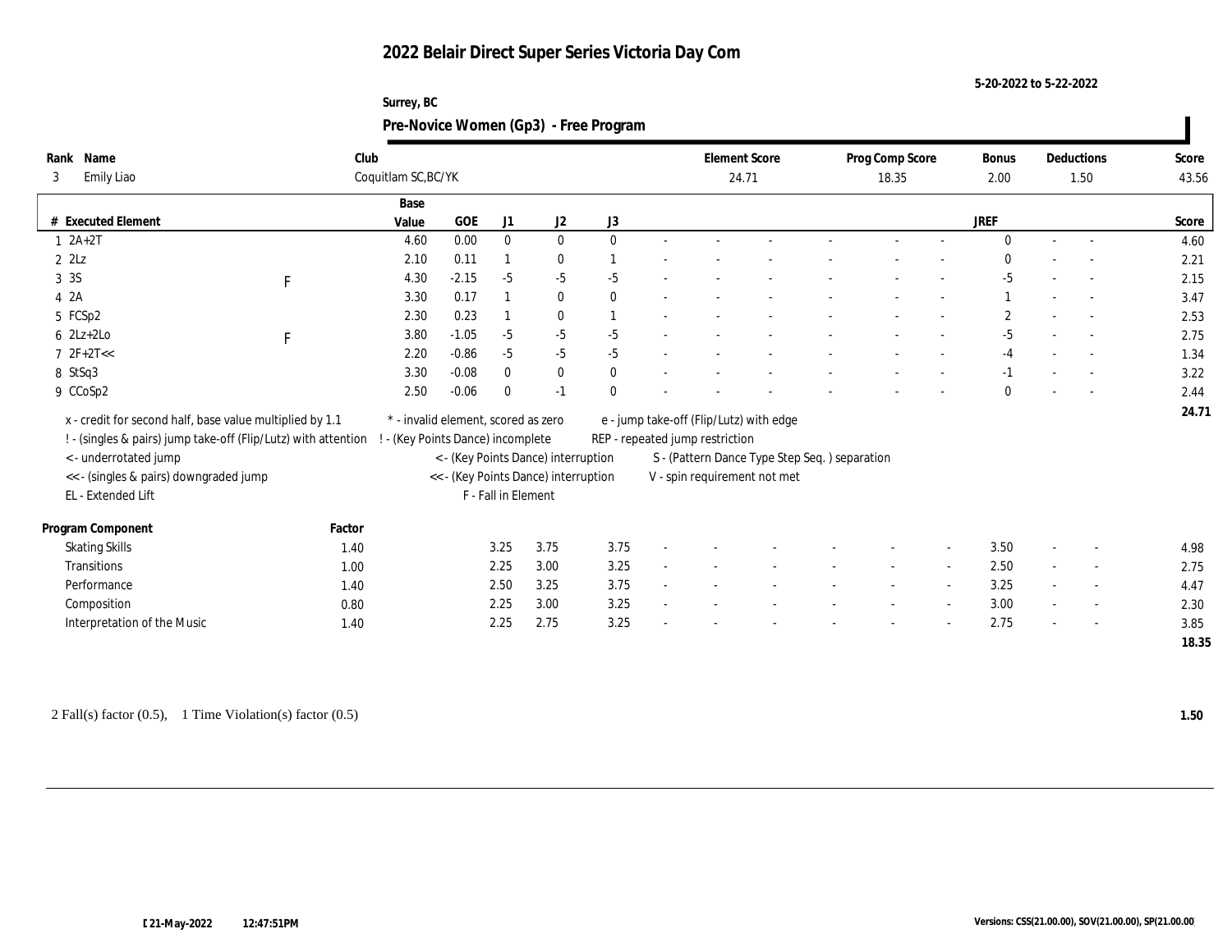# 2022 Belair Direct Super Series Victoria Day Com

5-20-2022 to 5-22-2022

Surrey, BC

## Pre-Novice Women (Gp3) - Free Program

| Rank | Name | Club | Element Score | Prog Comp Score | Bonus | Deductions | Score |
|---|---|---|---|---|---|---|---|
| 3 | Emily Liao | Coquitlam SC,BC/YK | 24.71 | 18.35 | 2.00 | 1.50 | 43.56 |

| # | Executed Element | | Base Value | GOE | J1 | J2 | J3 | JREF | Score |
|---|---|---|---|---|---|---|---|---|---|
| 1 | 2A+2T | | 4.60 | 0.00 | 0 | 0 | 0 | 0 | 4.60 |
| 2 | 2Lz | | 2.10 | 0.11 | 1 | 0 | 1 | 0 | 2.21 |
| 3 | 3S | F | 4.30 | -2.15 | -5 | -5 | -5 | -5 | 2.15 |
| 4 | 2A | | 3.30 | 0.17 | 1 | 0 | 0 | 1 | 3.47 |
| 5 | FCSp2 | | 2.30 | 0.23 | 1 | 0 | 1 | 2 | 2.53 |
| 6 | 2Lz+2Lo | F | 3.80 | -1.05 | -5 | -5 | -5 | -5 | 2.75 |
| 7 | 2F+2T<< | | 2.20 | -0.86 | -5 | -5 | -5 | -4 | 1.34 |
| 8 | StSq3 | | 3.30 | -0.08 | 0 | 0 | 0 | -1 | 3.22 |
| 9 | CCoSp2 | | 2.50 | -0.06 | 0 | -1 | 0 | 0 | 2.44 |
| | | | | | | | | | 24.71 |

x - credit for second half, base value multiplied by 1.1
! - (singles & pairs) jump take-off (Flip/Lutz) with attention
< - underrotated jump
<< - (singles & pairs) downgraded jump
EL - Extended Lift
\* - invalid element, scored as zero
! - (Key Points Dance) incomplete
< - (Key Points Dance) interruption
<< - (Key Points Dance) interruption
F - Fall in Element
e - jump take-off (Flip/Lutz) with edge
REP - repeated jump restriction
S - (Pattern Dance Type Step Seq. ) separation
V - spin requirement not met

| Program Component | Factor | J1 | J2 | J3 | JREF | Score |
|---|---|---|---|---|---|---|
| Skating Skills | 1.40 | 3.25 | 3.75 | 3.75 | 3.50 | 4.98 |
| Transitions | 1.00 | 2.25 | 3.00 | 3.25 | 2.50 | 2.75 |
| Performance | 1.40 | 2.50 | 3.25 | 3.75 | 3.25 | 4.47 |
| Composition | 0.80 | 2.25 | 3.00 | 3.25 | 3.00 | 2.30 |
| Interpretation of the Music | 1.40 | 2.25 | 2.75 | 3.25 | 2.75 | 3.85 |
| | | | | | | 18.35 |

2 Fall(s) factor (0.5), 1 Time Violation(s) factor (0.5) **1.50**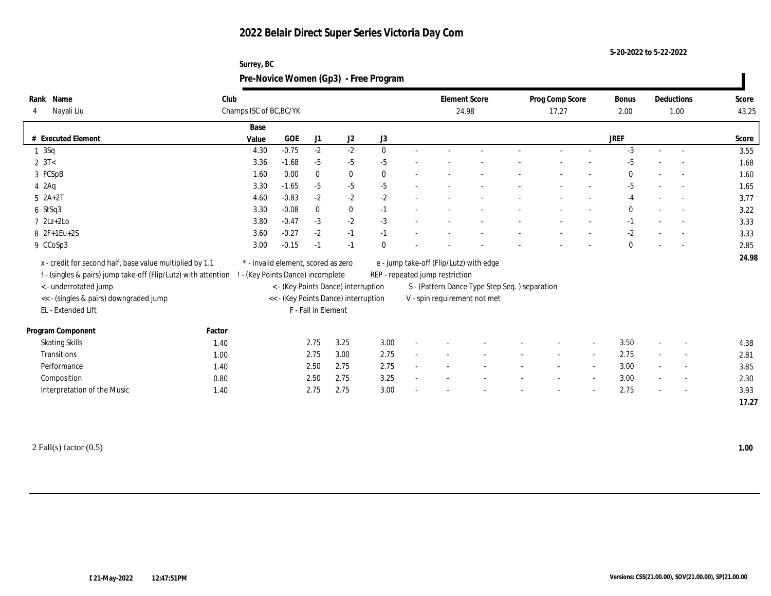# 2022 Belair Direct Super Series Victoria Day Com

5-20-2022 to 5-22-2022

Surrey, BC

## Pre-Novice Women (Gp3) - Free Program

| Rank | Name | Club | Element Score | Prog Comp Score | Bonus | Deductions | Score |
|---|---|---|---|---|---|---|---|
| 4 | Nayali Liu | Champs ISC of BC,BC/YK | 24.98 | 17.27 | 2.00 | 1.00 | 43.25 |

| # | Executed Element | Base Value | GOE | J1 | J2 | J3 | | | | | | | JREF | | | Score |
|---|---|---|---|---|---|---|---|---|---|---|---|---|---|---|---|---|
| 1 | 3Sq | 4.30 | -0.75 | -2 | -2 | 0 | - | - | - | - | - | - | -3 | - | - | 3.55 |
| 2 | 3T< | 3.36 | -1.68 | -5 | -5 | -5 | - | - | - | - | - | - | -5 | - | - | 1.68 |
| 3 | FCSpB | 1.60 | 0.00 | 0 | 0 | 0 | - | - | - | - | - | - | 0 | - | - | 1.60 |
| 4 | 2Aq | 3.30 | -1.65 | -5 | -5 | -5 | - | - | - | - | - | - | -5 | - | - | 1.65 |
| 5 | 2A+2T | 4.60 | -0.83 | -2 | -2 | -2 | - | - | - | - | - | - | -4 | - | - | 3.77 |
| 6 | StSq3 | 3.30 | -0.08 | 0 | 0 | -1 | - | - | - | - | - | - | 0 | - | - | 3.22 |
| 7 | 2Lz+2Lo | 3.80 | -0.47 | -3 | -2 | -3 | - | - | - | - | - | - | -1 | - | - | 3.33 |
| 8 | 2F+1Eu+2S | 3.60 | -0.27 | -2 | -1 | -1 | - | - | - | - | - | - | -2 | - | - | 3.33 |
| 9 | CCoSp3 | 3.00 | -0.15 | -1 | -1 | 0 | - | - | - | - | - | - | 0 | - | - | 2.85 |
| | | | | | | | | | | | | | | | | 24.98 |

x - credit for second half, base value multiplied by 1.1
! - (singles & pairs) jump take-off (Flip/Lutz) with attention
< - underrotated jump
<< - (singles & pairs) downgraded jump
EL - Extended Lift
* - invalid element, scored as zero
! - (Key Points Dance) incomplete
< - (Key Points Dance) interruption
<< - (Key Points Dance) interruption
F - Fall in Element
e - jump take-off (Flip/Lutz) with edge
REP - repeated jump restriction
S - (Pattern Dance Type Step Seq. ) separation
V - spin requirement not met

| Program Component | Factor | J1 | J2 | J3 | | | | | | | JREF | | | Score |
|---|---|---|---|---|---|---|---|---|---|---|---|---|---|---|
| Skating Skills | 1.40 | 2.75 | 3.25 | 3.00 | - | - | - | - | - | - | 3.50 | - | - | 4.38 |
| Transitions | 1.00 | 2.75 | 3.00 | 2.75 | - | - | - | - | - | - | 2.75 | - | - | 2.81 |
| Performance | 1.40 | 2.50 | 2.75 | 2.75 | - | - | - | - | - | - | 3.00 | - | - | 3.85 |
| Composition | 0.80 | 2.50 | 2.75 | 3.25 | - | - | - | - | - | - | 3.00 | - | - | 2.30 |
| Interpretation of the Music | 1.40 | 2.75 | 2.75 | 3.00 | - | - | - | - | - | - | 2.75 | - | - | 3.93 |
| | | | | | | | | | | | | | | 17.27 |

2 Fall(s) factor (0.5) **1.00**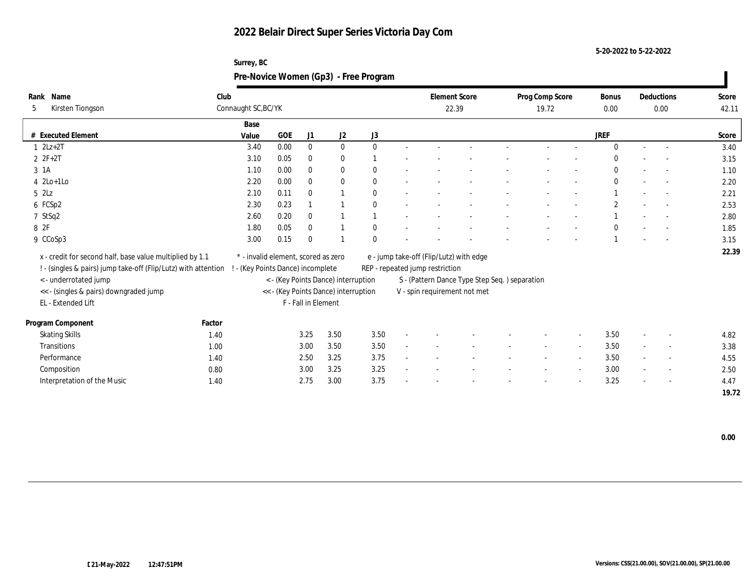# 2022 Belair Direct Super Series Victoria Day Com

5-20-2022 to 5-22-2022

Surrey, BC

## Pre-Novice Women (Gp3) - Free Program

| Rank | Name | Club | Element Score | Prog Comp Score | Bonus | Deductions | Score |
|---|---|---|---|---|---|---|---|
| 5 | Kirsten Tiongson | Connaught SC,BC/YK | 22.39 | 19.72 | 0.00 | 0.00 | 42.11 |

| # | Executed Element | Base Value | GOE | J1 | J2 | J3 | | | | | | | | | JREF | | | Score |
|---|---|---|---|---|---|---|---|---|---|---|---|---|---|---|---|---|---|---|
| 1 | 2Lz+2T | 3.40 | 0.00 | 0 | 0 | 0 | - | - | - | - | - | - | - | 0 | - | - | | 3.40 |
| 2 | 2F+2T | 3.10 | 0.05 | 0 | 0 | 1 | - | - | - | - | - | - | - | 0 | - | - | | 3.15 |
| 3 | 1A | 1.10 | 0.00 | 0 | 0 | 0 | - | - | - | - | - | - | - | 0 | - | - | | 1.10 |
| 4 | 2Lo+1Lo | 2.20 | 0.00 | 0 | 0 | 0 | - | - | - | - | - | - | - | 0 | - | - | | 2.20 |
| 5 | 2Lz | 2.10 | 0.11 | 0 | 1 | 0 | - | - | - | - | - | - | - | 1 | - | - | | 2.21 |
| 6 | FCSp2 | 2.30 | 0.23 | 1 | 1 | 0 | - | - | - | - | - | - | - | 2 | - | - | | 2.53 |
| 7 | StSq2 | 2.60 | 0.20 | 0 | 1 | 1 | - | - | - | - | - | - | - | 1 | - | - | | 2.80 |
| 8 | 2F | 1.80 | 0.05 | 0 | 1 | 0 | - | - | - | - | - | - | - | 0 | - | - | | 1.85 |
| 9 | CCoSp3 | 3.00 | 0.15 | 0 | 1 | 0 | - | - | - | - | - | - | - | 1 | - | - | | 3.15 |
| | | | | | | | | | | | | | | | | | | 22.39 |

x - credit for second half, base value multiplied by 1.1
! - (singles & pairs) jump take-off (Flip/Lutz) with attention
< - underrotated jump
<< - (singles & pairs) downgraded jump
EL - Extended Lift
\* - invalid element, scored as zero
! - (Key Points Dance) incomplete
< - (Key Points Dance) interruption
<< - (Key Points Dance) interruption
F - Fall in Element
e - jump take-off (Flip/Lutz) with edge
REP - repeated jump restriction
S - (Pattern Dance Type Step Seq. ) separation
V - spin requirement not met

| Program Component | Factor | J1 | J2 | J3 | | | | | | | | | JREF | | | Score |
|---|---|---|---|---|---|---|---|---|---|---|---|---|---|---|---|---|
| Skating Skills | 1.40 | 3.25 | 3.50 | 3.50 | - | - | - | - | - | - | - | 3.50 | - | - | | 4.82 |
| Transitions | 1.00 | 3.00 | 3.50 | 3.50 | - | - | - | - | - | - | - | 3.50 | - | - | | 3.38 |
| Performance | 1.40 | 2.50 | 3.25 | 3.75 | - | - | - | - | - | - | - | 3.50 | - | - | | 4.55 |
| Composition | 0.80 | 3.00 | 3.25 | 3.25 | - | - | - | - | - | - | - | 3.00 | - | - | | 2.50 |
| Interpretation of the Music | 1.40 | 2.75 | 3.00 | 3.75 | - | - | - | - | - | - | - | 3.25 | - | - | | 4.47 |
| | | | | | | | | | | | | | | | | 19.72 |

0.00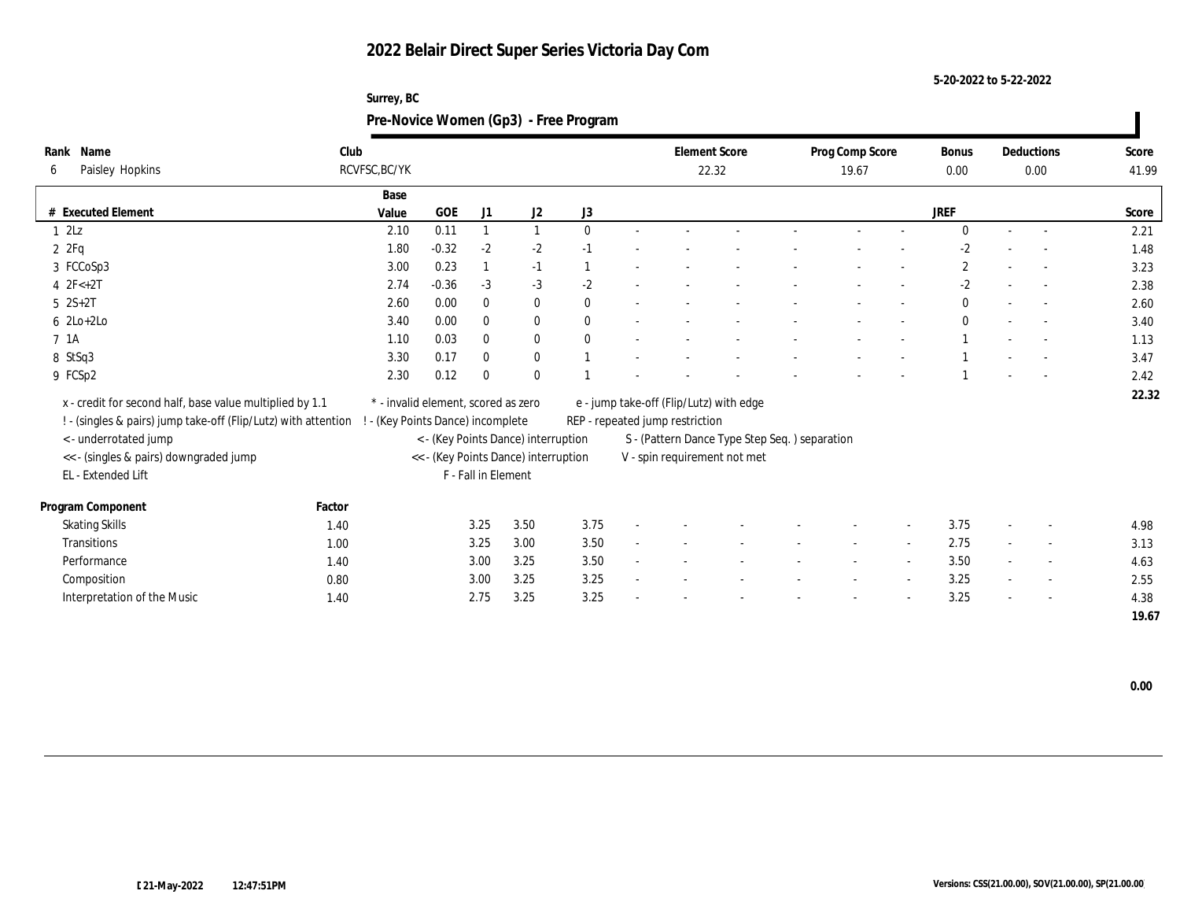# 2022 Belair Direct Super Series Victoria Day Com

5-20-2022 to 5-22-2022

Surrey, BC

## Pre-Novice Women (Gp3) - Free Program

| Rank | Name | Club | Element Score | Prog Comp Score | Bonus | Deductions | Score |
|---|---|---|---|---|---|---|---|
| 6 | Paisley Hopkins | RCVFSC,BC/YK | 22.32 | 19.67 | 0.00 | 0.00 | 41.99 |

| # | Executed Element | Base Value | GOE | J1 | J2 | J3 | JREF | Score |
|---|---|---|---|---|---|---|---|---|
| 1 | 2Lz | 2.10 | 0.11 | 1 | 1 | 0 | 0 | 2.21 |
| 2 | 2Fq | 1.80 | -0.32 | -2 | -2 | -1 | -2 | 1.48 |
| 3 | FCCoSp3 | 3.00 | 0.23 | 1 | -1 | 1 | 2 | 3.23 |
| 4 | 2F<+2T | 2.74 | -0.36 | -3 | -3 | -2 | -2 | 2.38 |
| 5 | 2S+2T | 2.60 | 0.00 | 0 | 0 | 0 | 0 | 2.60 |
| 6 | 2Lo+2Lo | 3.40 | 0.00 | 0 | 0 | 0 | 0 | 3.40 |
| 7 | 1A | 1.10 | 0.03 | 0 | 0 | 0 | 1 | 1.13 |
| 8 | StSq3 | 3.30 | 0.17 | 0 | 0 | 1 | 1 | 3.47 |
| 9 | FCSp2 | 2.30 | 0.12 | 0 | 0 | 1 | 1 | 2.42 |
| | | | | | | | | 22.32 |

x - credit for second half, base value multiplied by 1.1
! - (singles & pairs) jump take-off (Flip/Lutz) with attention
< - underrotated jump
<< - (singles & pairs) downgraded jump
EL - Extended Lift
\* - invalid element, scored as zero
! - (Key Points Dance) incomplete
< - (Key Points Dance) interruption
<< - (Key Points Dance) interruption
F - Fall in Element
e - jump take-off (Flip/Lutz) with edge
REP - repeated jump restriction
S - (Pattern Dance Type Step Seq. ) separation
V - spin requirement not met

| Program Component | Factor | J1 | J2 | J3 | JREF | Score |
|---|---|---|---|---|---|---|
| Skating Skills | 1.40 | 3.25 | 3.50 | 3.75 | 3.75 | 4.98 |
| Transitions | 1.00 | 3.25 | 3.00 | 3.50 | 2.75 | 3.13 |
| Performance | 1.40 | 3.00 | 3.25 | 3.50 | 3.50 | 4.63 |
| Composition | 0.80 | 3.00 | 3.25 | 3.25 | 3.25 | 2.55 |
| Interpretation of the Music | 1.40 | 2.75 | 3.25 | 3.25 | 3.25 | 4.38 |
| | | | | | | 19.67 |

0.00

21-May-2022 12:47:51PM

Versions: CSS(21.00.00), SOV(21.00.00), SP(21.00.00)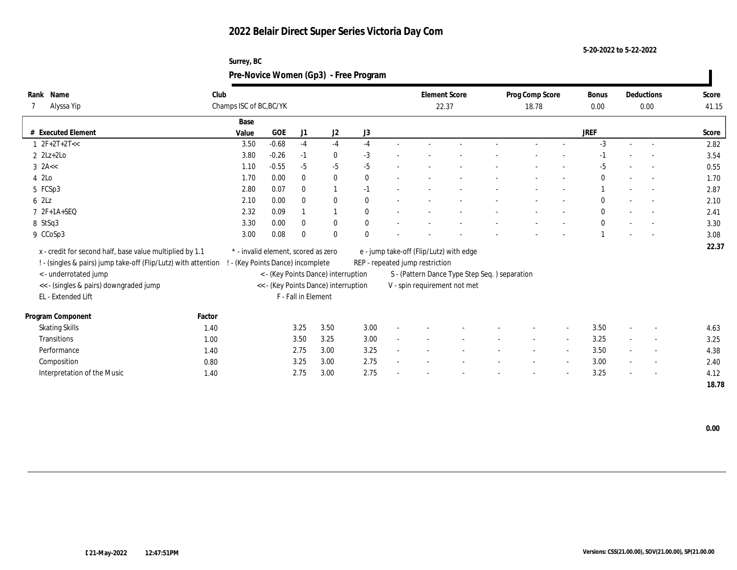# 2022 Belair Direct Super Series Victoria Day Com

5-20-2022 to 5-22-2022

Surrey, BC

## Pre-Novice Women (Gp3) - Free Program

| Rank | Name | Club | Element Score | Prog Comp Score | Bonus | Deductions | Score |
|---|---|---|---|---|---|---|---|
| 7 | Alyssa Yip | Champs ISC of BC,BC/YK | 22.37 | 18.78 | 0.00 | 0.00 | 41.15 |

| # | Executed Element | Base Value | GOE | J1 | J2 | J3 | | | | | | | | | JREF | | | Score |
|---|---|---|---|---|---|---|---|---|---|---|---|---|---|---|---|---|---|---|
| 1 | 2F+2T+2T<< | 3.50 | -0.68 | -4 | -4 | -4 | - | - | - | - | - | - | - | - | -3 | - | - | 2.82 |
| 2 | 2Lz+2Lo | 3.80 | -0.26 | -1 | 0 | -3 | - | - | - | - | - | - | - | - | -1 | - | - | 3.54 |
| 3 | 2A<< | 1.10 | -0.55 | -5 | -5 | -5 | - | - | - | - | - | - | - | - | -5 | - | - | 0.55 |
| 4 | 2Lo | 1.70 | 0.00 | 0 | 0 | 0 | - | - | - | - | - | - | - | - | 0 | - | - | 1.70 |
| 5 | FCSp3 | 2.80 | 0.07 | 0 | 1 | -1 | - | - | - | - | - | - | - | - | 1 | - | - | 2.87 |
| 6 | 2Lz | 2.10 | 0.00 | 0 | 0 | 0 | - | - | - | - | - | - | - | - | 0 | - | - | 2.10 |
| 7 | 2F+1A+SEQ | 2.32 | 0.09 | 1 | 1 | 0 | - | - | - | - | - | - | - | - | 0 | - | - | 2.41 |
| 8 | StSq3 | 3.30 | 0.00 | 0 | 0 | 0 | - | - | - | - | - | - | - | - | 0 | - | - | 3.30 |
| 9 | CCoSp3 | 3.00 | 0.08 | 0 | 0 | 0 | - | - | - | - | - | - | - | - | 1 | - | - | 3.08 |
| | | | | | | | | | | | | | | | | | | 22.37 |

x - credit for second half, base value multiplied by 1.1
! - (singles & pairs) jump take-off (Flip/Lutz) with attention
< - underrotated jump
<< - (singles & pairs) downgraded jump
EL - Extended Lift
* - invalid element, scored as zero
! - (Key Points Dance) incomplete
< - (Key Points Dance) interruption
<< - (Key Points Dance) interruption
F - Fall in Element
e - jump take-off (Flip/Lutz) with edge
REP - repeated jump restriction
S - (Pattern Dance Type Step Seq. ) separation
V - spin requirement not met

| Program Component | Factor | J1 | J2 | J3 | | | | | | | | | JREF | | | Score |
|---|---|---|---|---|---|---|---|---|---|---|---|---|---|---|---|---|
| Skating Skills | 1.40 | 3.25 | 3.50 | 3.00 | - | - | - | - | - | - | - | - | 3.50 | - | - | 4.63 |
| Transitions | 1.00 | 3.50 | 3.25 | 3.00 | - | - | - | - | - | - | - | - | 3.25 | - | - | 3.25 |
| Performance | 1.40 | 2.75 | 3.00 | 3.25 | - | - | - | - | - | - | - | - | 3.50 | - | - | 4.38 |
| Composition | 0.80 | 3.25 | 3.00 | 2.75 | - | - | - | - | - | - | - | - | 3.00 | - | - | 2.40 |
| Interpretation of the Music | 1.40 | 2.75 | 3.00 | 2.75 | - | - | - | - | - | - | - | - | 3.25 | - | - | 4.12 |
| | | | | | | | | | | | | | | | | 18.78 |

0.00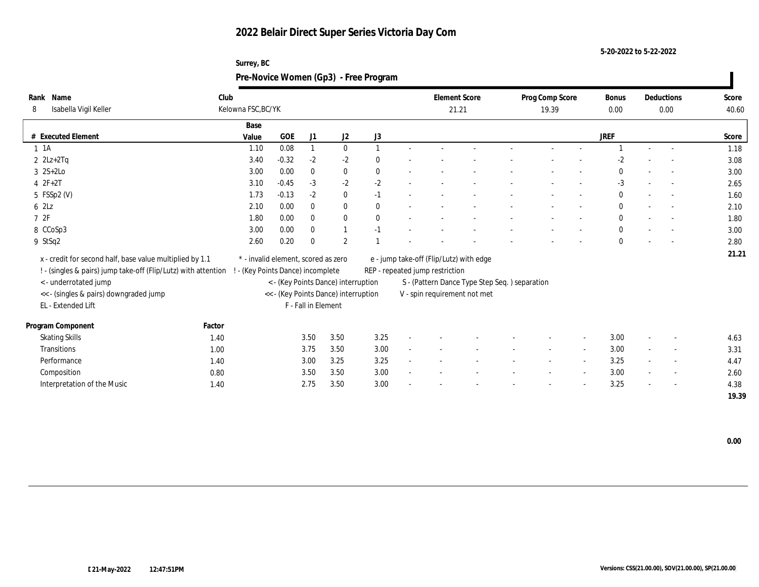# 2022 Belair Direct Super Series Victoria Day Com

5-20-2022 to 5-22-2022

Surrey, BC

## Pre-Novice Women (Gp3) - Free Program

| Rank | Name | Club | Element Score | Prog Comp Score | Bonus | Deductions | Score |
|---|---|---|---|---|---|---|---|
| 8 | Isabella Vigil Keller | Kelowna FSC,BC/YK | 21.21 | 19.39 | 0.00 | 0.00 | 40.60 |

| # | Executed Element | Base Value | GOE | J1 | J2 | J3 | | | | | | | | | JREF | | | Score |
|---|---|---|---|---|---|---|---|---|---|---|---|---|---|---|---|---|---|---|
| 1 | 1A | 1.10 | 0.08 | 1 | 0 | 1 | - | - | - | - | - | - | - | - | 1 | - | - | 1.18 |
| 2 | 2Lz+2Tq | 3.40 | -0.32 | -2 | -2 | 0 | - | - | - | - | - | - | - | - | -2 | - | - | 3.08 |
| 3 | 2S+2Lo | 3.00 | 0.00 | 0 | 0 | 0 | - | - | - | - | - | - | - | - | 0 | - | - | 3.00 |
| 4 | 2F+2T | 3.10 | -0.45 | -3 | -2 | -2 | - | - | - | - | - | - | - | - | -3 | - | - | 2.65 |
| 5 | FSSp2 (V) | 1.73 | -0.13 | -2 | 0 | -1 | - | - | - | - | - | - | - | - | 0 | - | - | 1.60 |
| 6 | 2Lz | 2.10 | 0.00 | 0 | 0 | 0 | - | - | - | - | - | - | - | - | 0 | - | - | 2.10 |
| 7 | 2F | 1.80 | 0.00 | 0 | 0 | 0 | - | - | - | - | - | - | - | - | 0 | - | - | 1.80 |
| 8 | CCoSp3 | 3.00 | 0.00 | 0 | 1 | -1 | - | - | - | - | - | - | - | - | 0 | - | - | 3.00 |
| 9 | StSq2 | 2.60 | 0.20 | 0 | 2 | 1 | - | - | - | - | - | - | - | - | 0 | - | - | 2.80 |
| | | | | | | | | | | | | | | | | | | 21.21 |

x - credit for second half, base value multiplied by 1.1
! - (singles & pairs) jump take-off (Flip/Lutz) with attention
< - underrotated jump
<< - (singles & pairs) downgraded jump
EL - Extended Lift
* - invalid element, scored as zero
! - (Key Points Dance) incomplete
< - (Key Points Dance) interruption
<< - (Key Points Dance) interruption
F - Fall in Element
e - jump take-off (Flip/Lutz) with edge
REP - repeated jump restriction
S - (Pattern Dance Type Step Seq. ) separation
V - spin requirement not met

| Program Component | Factor | J1 | J2 | J3 | | | | | | | JREF | | | Score |
|---|---|---|---|---|---|---|---|---|---|---|---|---|---|---|
| Skating Skills | 1.40 | 3.50 | 3.50 | 3.25 | - | - | - | - | - | - | 3.00 | - | - | 4.63 |
| Transitions | 1.00 | 3.75 | 3.50 | 3.00 | - | - | - | - | - | - | 3.00 | - | - | 3.31 |
| Performance | 1.40 | 3.00 | 3.25 | 3.25 | - | - | - | - | - | - | 3.25 | - | - | 4.47 |
| Composition | 0.80 | 3.50 | 3.50 | 3.00 | - | - | - | - | - | - | 3.00 | - | - | 2.60 |
| Interpretation of the Music | 1.40 | 2.75 | 3.50 | 3.00 | - | - | - | - | - | - | 3.25 | - | - | 4.38 |
| | | | | | | | | | | | | | | 19.39 |

0.00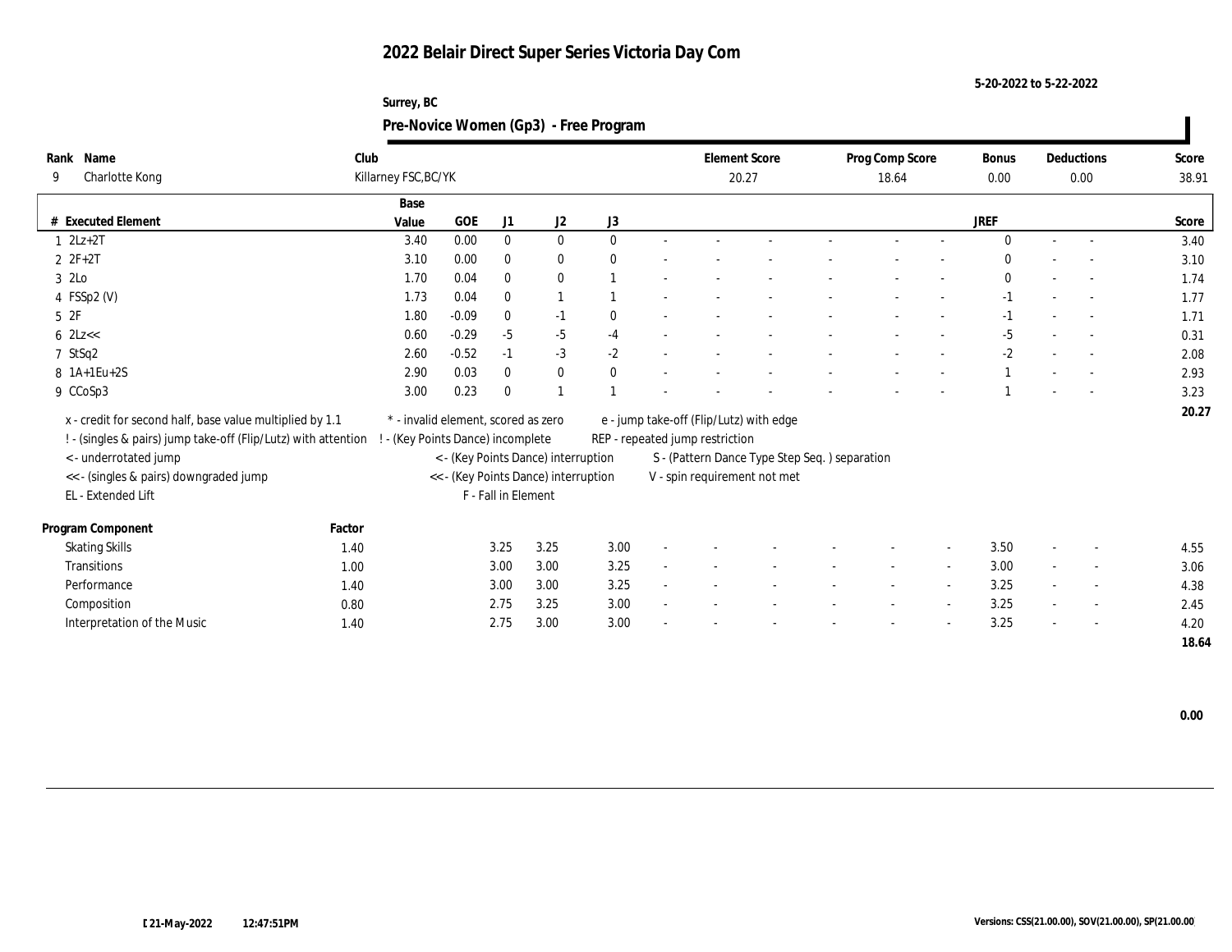# 2022 Belair Direct Super Series Victoria Day Com

5-20-2022 to 5-22-2022

Surrey, BC

## Pre-Novice Women (Gp3) - Free Program

| Rank | Name | Club | Element Score | Prog Comp Score | Bonus | Deductions | Score |
|---|---|---|---|---|---|---|---|
| 9 | Charlotte Kong | Killarney FSC,BC/YK | 20.27 | 18.64 | 0.00 | 0.00 | 38.91 |

| # | Executed Element | Base Value | GOE | J1 | J2 | J3 | | | | | | | | | JREF | | | Score |
|---|---|---|---|---|---|---|---|---|---|---|---|---|---|---|---|---|---|---|
| 1 | 2Lz+2T | 3.40 | 0.00 | 0 | 0 | 0 | - | - | - | - | - | - | - | 0 | - | - | 3.40 |
| 2 | 2F+2T | 3.10 | 0.00 | 0 | 0 | 0 | - | - | - | - | - | - | - | 0 | - | - | 3.10 |
| 3 | 2Lo | 1.70 | 0.04 | 0 | 0 | 1 | - | - | - | - | - | - | - | 0 | - | - | 1.74 |
| 4 | FSSp2 (V) | 1.73 | 0.04 | 0 | 1 | 1 | - | - | - | - | - | - | - | -1 | - | - | 1.77 |
| 5 | 2F | 1.80 | -0.09 | 0 | -1 | 0 | - | - | - | - | - | - | - | -1 | - | - | 1.71 |
| 6 | 2Lz<< | 0.60 | -0.29 | -5 | -5 | -4 | - | - | - | - | - | - | - | -5 | - | - | 0.31 |
| 7 | StSq2 | 2.60 | -0.52 | -1 | -3 | -2 | - | - | - | - | - | - | - | -2 | - | - | 2.08 |
| 8 | 1A+1Eu+2S | 2.90 | 0.03 | 0 | 0 | 0 | - | - | - | - | - | - | - | 1 | - | - | 2.93 |
| 9 | CCoSp3 | 3.00 | 0.23 | 0 | 1 | 1 | - | - | - | - | - | - | - | 1 | - | - | 3.23 |
| | | | | | | | | | | | | | | | | | 20.27 |

x - credit for second half, base value multiplied by 1.1
! - (singles & pairs) jump take-off (Flip/Lutz) with attention
< - underrotated jump
<< - (singles & pairs) downgraded jump
EL - Extended Lift
* - invalid element, scored as zero
! - (Key Points Dance) incomplete
< - (Key Points Dance) interruption
<< - (Key Points Dance) interruption
F - Fall in Element
e - jump take-off (Flip/Lutz) with edge
REP - repeated jump restriction
S - (Pattern Dance Type Step Seq. ) separation
V - spin requirement not met

| Program Component | Factor | J1 | J2 | J3 | | | | | | | JREF | | | Score |
|---|---|---|---|---|---|---|---|---|---|---|---|---|---|---|
| Skating Skills | 1.40 | 3.25 | 3.25 | 3.00 | - | - | - | - | - | - | 3.50 | - | - | 4.55 |
| Transitions | 1.00 | 3.00 | 3.00 | 3.25 | - | - | - | - | - | - | 3.00 | - | - | 3.06 |
| Performance | 1.40 | 3.00 | 3.00 | 3.25 | - | - | - | - | - | - | 3.25 | - | - | 4.38 |
| Composition | 0.80 | 2.75 | 3.25 | 3.00 | - | - | - | - | - | - | 3.25 | - | - | 2.45 |
| Interpretation of the Music | 1.40 | 2.75 | 3.00 | 3.00 | - | - | - | - | - | - | 3.25 | - | - | 4.20 |
| | | | | | | | | | | | | | | 18.64 |

0.00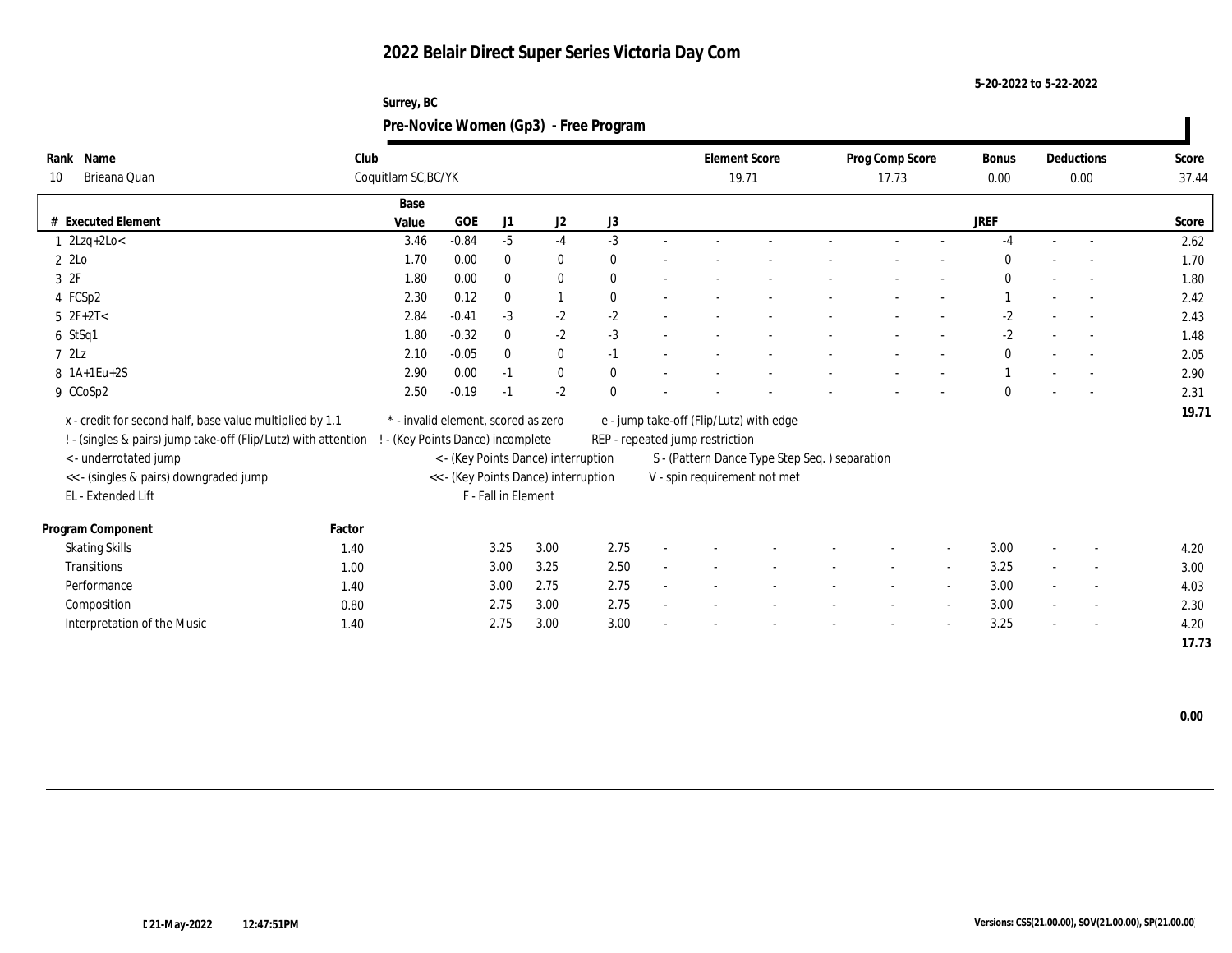# 2022 Belair Direct Super Series Victoria Day Com

5-20-2022 to 5-22-2022

Surrey, BC

## Pre-Novice Women (Gp3) - Free Program

| Rank | Name | Club | Element Score | Prog Comp Score | Bonus | Deductions | Score |
|---|---|---|---|---|---|---|---|
| 10 | Brieana Quan | Coquitlam SC,BC/YK | 19.71 | 17.73 | 0.00 | 0.00 | 37.44 |

| # | Executed Element | Base Value | GOE | J1 | J2 | J3 | | | | | | | | | JREF | | | Score |
|---|---|---|---|---|---|---|---|---|---|---|---|---|---|---|---|---|---|---|
| 1 | 2Lzq+2Lo< | 3.46 | -0.84 | -5 | -4 | -3 | - | - | - | - | - | - | - | - | -4 | - | - | 2.62 |
| 2 | 2Lo | 1.70 | 0.00 | 0 | 0 | 0 | - | - | - | - | - | - | - | - | 0 | - | - | 1.70 |
| 3 | 2F | 1.80 | 0.00 | 0 | 0 | 0 | - | - | - | - | - | - | - | - | 0 | - | - | 1.80 |
| 4 | FCSp2 | 2.30 | 0.12 | 0 | 1 | 0 | - | - | - | - | - | - | - | - | 1 | - | - | 2.42 |
| 5 | 2F+2T< | 2.84 | -0.41 | -3 | -2 | -2 | - | - | - | - | - | - | - | - | -2 | - | - | 2.43 |
| 6 | StSq1 | 1.80 | -0.32 | 0 | -2 | -3 | - | - | - | - | - | - | - | - | -2 | - | - | 1.48 |
| 7 | 2Lz | 2.10 | -0.05 | 0 | 0 | -1 | - | - | - | - | - | - | - | - | 0 | - | - | 2.05 |
| 8 | 1A+1Eu+2S | 2.90 | 0.00 | -1 | 0 | 0 | - | - | - | - | - | - | - | - | 1 | - | - | 2.90 |
| 9 | CCoSp2 | 2.50 | -0.19 | -1 | -2 | 0 | - | - | - | - | - | - | - | - | 0 | - | - | 2.31 |
| | | | | | | | | | | | | | | | | | | 19.71 |

x - credit for second half, base value multiplied by 1.1
! - (singles & pairs) jump take-off (Flip/Lutz) with attention
< - underrotated jump
<< - (singles & pairs) downgraded jump
EL - Extended Lift
* - invalid element, scored as zero
! - (Key Points Dance) incomplete
< - (Key Points Dance) interruption
<< - (Key Points Dance) interruption
F - Fall in Element
e - jump take-off (Flip/Lutz) with edge
REP - repeated jump restriction
S - (Pattern Dance Type Step Seq. ) separation
V - spin requirement not met

| Program Component | Factor | J1 | J2 | J3 | | | | | | | | | JREF | | | Score |
|---|---|---|---|---|---|---|---|---|---|---|---|---|---|---|---|---|
| Skating Skills | 1.40 | 3.25 | 3.00 | 2.75 | - | - | - | - | - | - | - | - | 3.00 | - | - | 4.20 |
| Transitions | 1.00 | 3.00 | 3.25 | 2.50 | - | - | - | - | - | - | - | - | 3.25 | - | - | 3.00 |
| Performance | 1.40 | 3.00 | 2.75 | 2.75 | - | - | - | - | - | - | - | - | 3.00 | - | - | 4.03 |
| Composition | 0.80 | 2.75 | 3.00 | 2.75 | - | - | - | - | - | - | - | - | 3.00 | - | - | 2.30 |
| Interpretation of the Music | 1.40 | 2.75 | 3.00 | 3.00 | - | - | - | - | - | - | - | - | 3.25 | - | - | 4.20 |
| | | | | | | | | | | | | | | | | 17.73 |

0.00

21-May-2022 12:47:51PM

Versions: CSS(21.00.00), SOV(21.00.00), SP(21.00.00)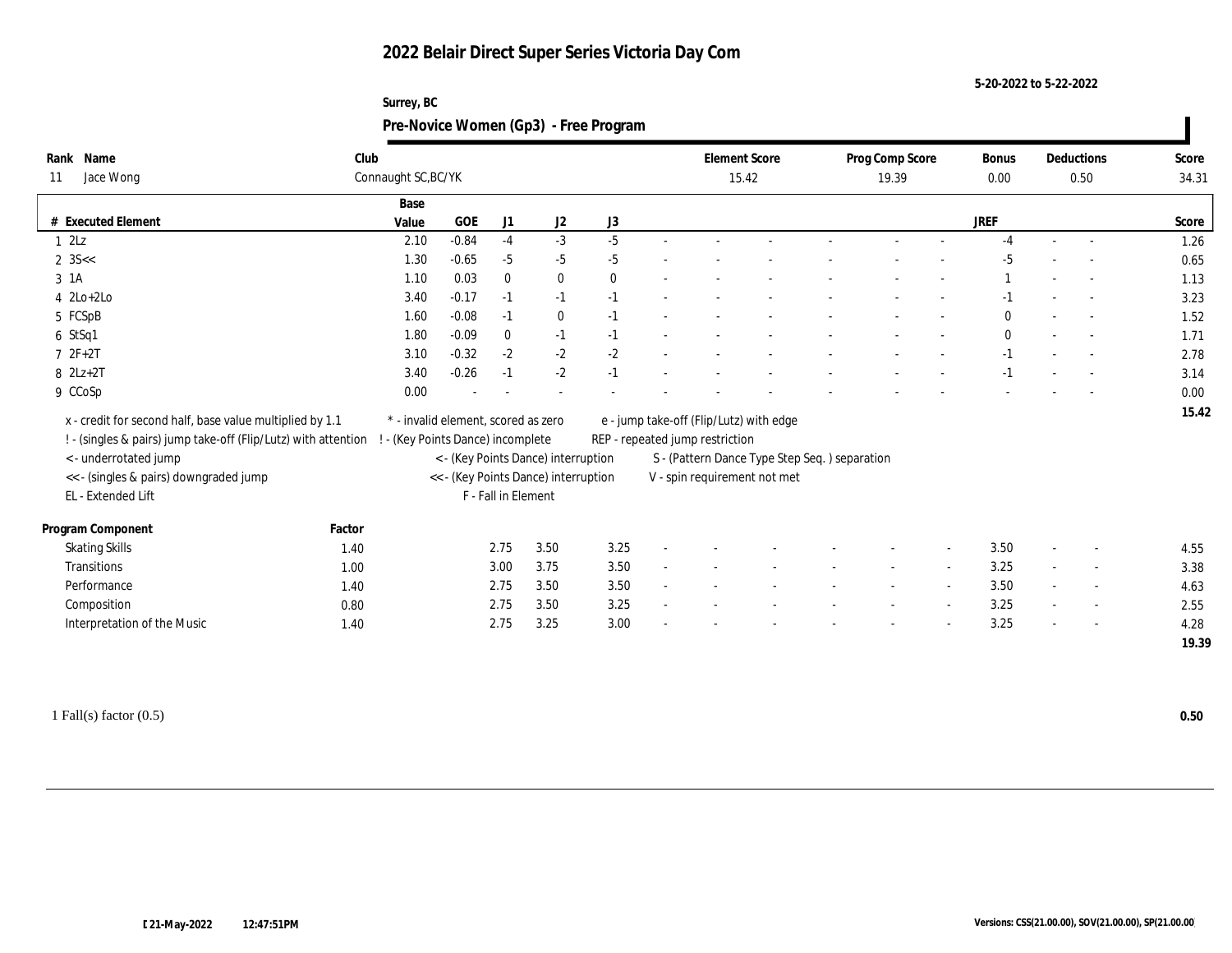# 2022 Belair Direct Super Series Victoria Day Com

5-20-2022 to 5-22-2022

Surrey, BC

## Pre-Novice Women (Gp3) - Free Program

| Rank | Name | Club | Element Score | Prog Comp Score | Bonus | Deductions | Score |
|---|---|---|---|---|---|---|---|
| 11 | Jace Wong | Connaught SC,BC/YK | 15.42 | 19.39 | 0.00 | 0.50 | 34.31 |

| # | Executed Element | Base Value | GOE | J1 | J2 | J3 | | | | | | | | | JREF | | | Score |
|---|---|---|---|---|---|---|---|---|---|---|---|---|---|---|---|---|---|---|
| 1 | 2Lz | 2.10 | -0.84 | -4 | -3 | -5 | - | - | - | - | - | - | - | - | -4 | - | - | 1.26 |
| 2 | 3S<< | 1.30 | -0.65 | -5 | -5 | -5 | - | - | - | - | - | - | - | - | -5 | - | - | 0.65 |
| 3 | 1A | 1.10 | 0.03 | 0 | 0 | 0 | - | - | - | - | - | - | - | - | 1 | - | - | 1.13 |
| 4 | 2Lo+2Lo | 3.40 | -0.17 | -1 | -1 | -1 | - | - | - | - | - | - | - | - | -1 | - | - | 3.23 |
| 5 | FCSpB | 1.60 | -0.08 | -1 | 0 | -1 | - | - | - | - | - | - | - | - | 0 | - | - | 1.52 |
| 6 | StSq1 | 1.80 | -0.09 | 0 | -1 | -1 | - | - | - | - | - | - | - | - | 0 | - | - | 1.71 |
| 7 | 2F+2T | 3.10 | -0.32 | -2 | -2 | -2 | - | - | - | - | - | - | - | - | -1 | - | - | 2.78 |
| 8 | 2Lz+2T | 3.40 | -0.26 | -1 | -2 | -1 | - | - | - | - | - | - | - | - | -1 | - | - | 3.14 |
| 9 | CCoSp | 0.00 | - | - | - | - | - | - | - | - | - | - | - | - | - | - | - | 0.00 |
| | | | | | | | | | | | | | | | | | | 15.42 |

x - credit for second half, base value multiplied by 1.1
! - (singles & pairs) jump take-off (Flip/Lutz) with attention
< - underrotated jump
<< - (singles & pairs) downgraded jump
EL - Extended Lift
\* - invalid element, scored as zero
! - (Key Points Dance) incomplete
< - (Key Points Dance) interruption
<< - (Key Points Dance) interruption
F - Fall in Element
e - jump take-off (Flip/Lutz) with edge
REP - repeated jump restriction
S - (Pattern Dance Type Step Seq. ) separation
V - spin requirement not met

| Program Component | Factor | J1 | J2 | J3 | | | | | | | | | JREF | | | Score |
|---|---|---|---|---|---|---|---|---|---|---|---|---|---|---|---|---|
| Skating Skills | 1.40 | 2.75 | 3.50 | 3.25 | - | - | - | - | - | - | - | - | 3.50 | - | - | 4.55 |
| Transitions | 1.00 | 3.00 | 3.75 | 3.50 | - | - | - | - | - | - | - | - | 3.25 | - | - | 3.38 |
| Performance | 1.40 | 2.75 | 3.50 | 3.50 | - | - | - | - | - | - | - | - | 3.50 | - | - | 4.63 |
| Composition | 0.80 | 2.75 | 3.50 | 3.25 | - | - | - | - | - | - | - | - | 3.25 | - | - | 2.55 |
| Interpretation of the Music | 1.40 | 2.75 | 3.25 | 3.00 | - | - | - | - | - | - | - | - | 3.25 | - | - | 4.28 |
| | | | | | | | | | | | | | | | | 19.39 |

1 Fall(s) factor (0.5) **0.50**

21-May-2022 12:47:51PM

Versions: CSS(21.00.00), SOV(21.00.00), SP(21.00.00)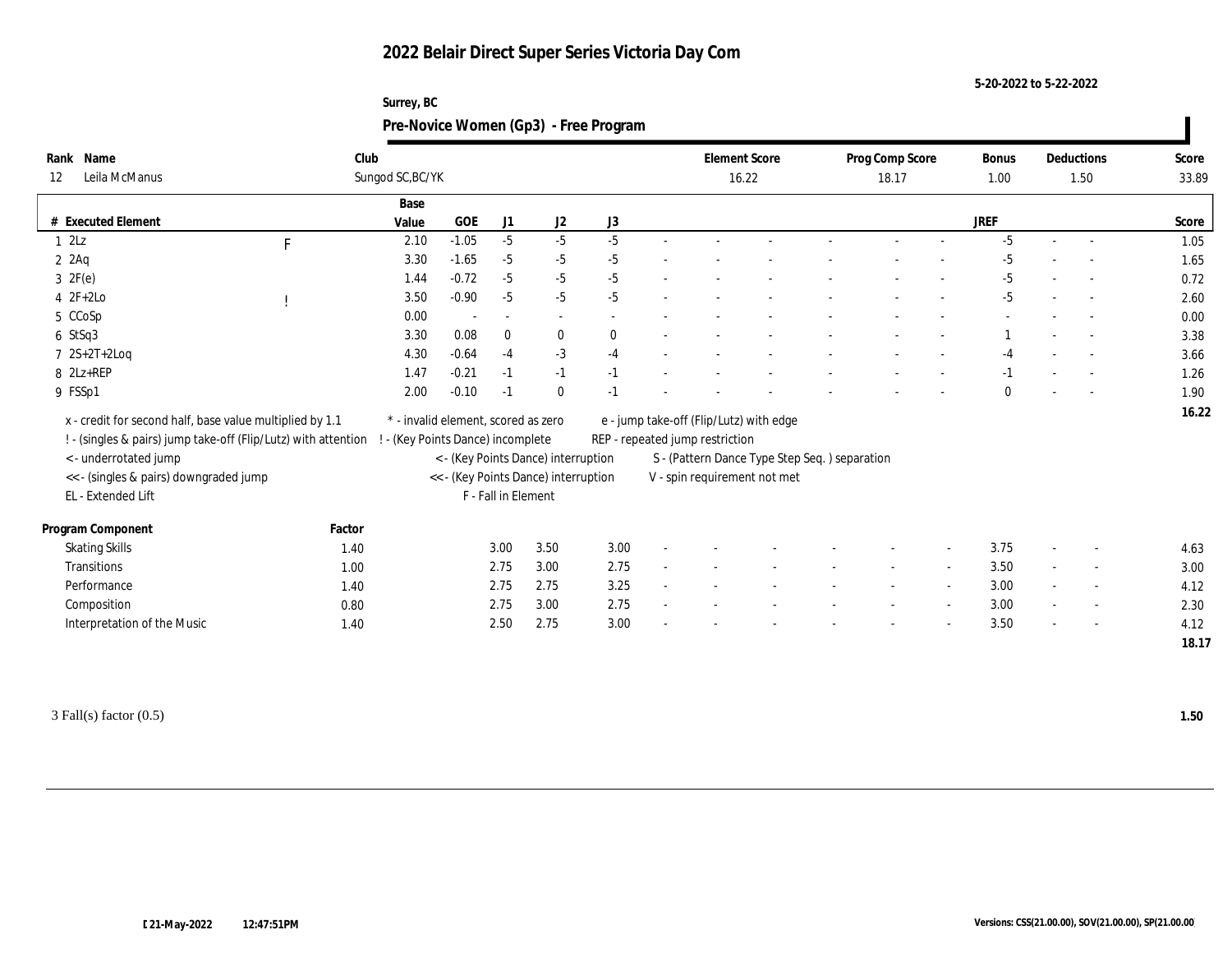# 2022 Belair Direct Super Series Victoria Day Com

5-20-2022 to 5-22-2022

Surrey, BC

## Pre-Novice Women (Gp3) - Free Program

| Rank | Name | Club | Element Score | Prog Comp Score | Bonus | Deductions | Score |
|---|---|---|---|---|---|---|---|
| 12 | Leila McManus | Sungod SC,BC/YK | 16.22 | 18.17 | 1.00 | 1.50 | 33.89 |

| # | Executed Element | | Base Value | GOE | J1 | J2 | J3 | | | | | | | | | JREF | | | Score |
|---|---|---|---|---|---|---|---|---|---|---|---|---|---|---|---|---|---|---|---|
| 1 | 2Lz | F | 2.10 | -1.05 | -5 | -5 | -5 | - | - | - | - | - | - | - | - | -5 | - | - | 1.05 |
| 2 | 2Aq | | 3.30 | -1.65 | -5 | -5 | -5 | - | - | - | - | - | - | - | - | -5 | - | - | 1.65 |
| 3 | 2F(e) | | 1.44 | -0.72 | -5 | -5 | -5 | - | - | - | - | - | - | - | - | -5 | - | - | 0.72 |
| 4 | 2F+2Lo | ! | 3.50 | -0.90 | -5 | -5 | -5 | - | - | - | - | - | - | - | - | -5 | - | - | 2.60 |
| 5 | CCoSp | | 0.00 | - | - | - | - | - | - | - | - | - | - | - | - | - | - | - | 0.00 |
| 6 | StSq3 | | 3.30 | 0.08 | 0 | 0 | 0 | - | - | - | - | - | - | - | - | 1 | - | - | 3.38 |
| 7 | 2S+2T+2Loq | | 4.30 | -0.64 | -4 | -3 | -4 | - | - | - | - | - | - | - | - | -4 | - | - | 3.66 |
| 8 | 2Lz+REP | | 1.47 | -0.21 | -1 | -1 | -1 | - | - | - | - | - | - | - | - | -1 | - | - | 1.26 |
| 9 | FSSp1 | | 2.00 | -0.10 | -1 | 0 | -1 | - | - | - | - | - | - | - | - | 0 | - | - | 1.90 |
| | | | | | | | | | | | | | | | | | | | 16.22 |

x - credit for second half, base value multiplied by 1.1
! - (singles & pairs) jump take-off (Flip/Lutz) with attention
< - underrotated jump
<< - (singles & pairs) downgraded jump
EL - Extended Lift
* - invalid element, scored as zero
! - (Key Points Dance) incomplete
< - (Key Points Dance) interruption
<< - (Key Points Dance) interruption
F - Fall in Element
e - jump take-off (Flip/Lutz) with edge
REP - repeated jump restriction
S - (Pattern Dance Type Step Seq. ) separation
V - spin requirement not met

| Program Component | Factor | J1 | J2 | J3 | | | | | | | | | JREF | | | Score |
|---|---|---|---|---|---|---|---|---|---|---|---|---|---|---|---|---|
| Skating Skills | 1.40 | 3.00 | 3.50 | 3.00 | - | - | - | - | - | - | - | - | 3.75 | - | - | 4.63 |
| Transitions | 1.00 | 2.75 | 3.00 | 2.75 | - | - | - | - | - | - | - | - | 3.50 | - | - | 3.00 |
| Performance | 1.40 | 2.75 | 2.75 | 3.25 | - | - | - | - | - | - | - | - | 3.00 | - | - | 4.12 |
| Composition | 0.80 | 2.75 | 3.00 | 2.75 | - | - | - | - | - | - | - | - | 3.00 | - | - | 2.30 |
| Interpretation of the Music | 1.40 | 2.50 | 2.75 | 3.00 | - | - | - | - | - | - | - | - | 3.50 | - | - | 4.12 |
| | | | | | | | | | | | | | | | | 18.17 |

3 Fall(s) factor (0.5) **1.50**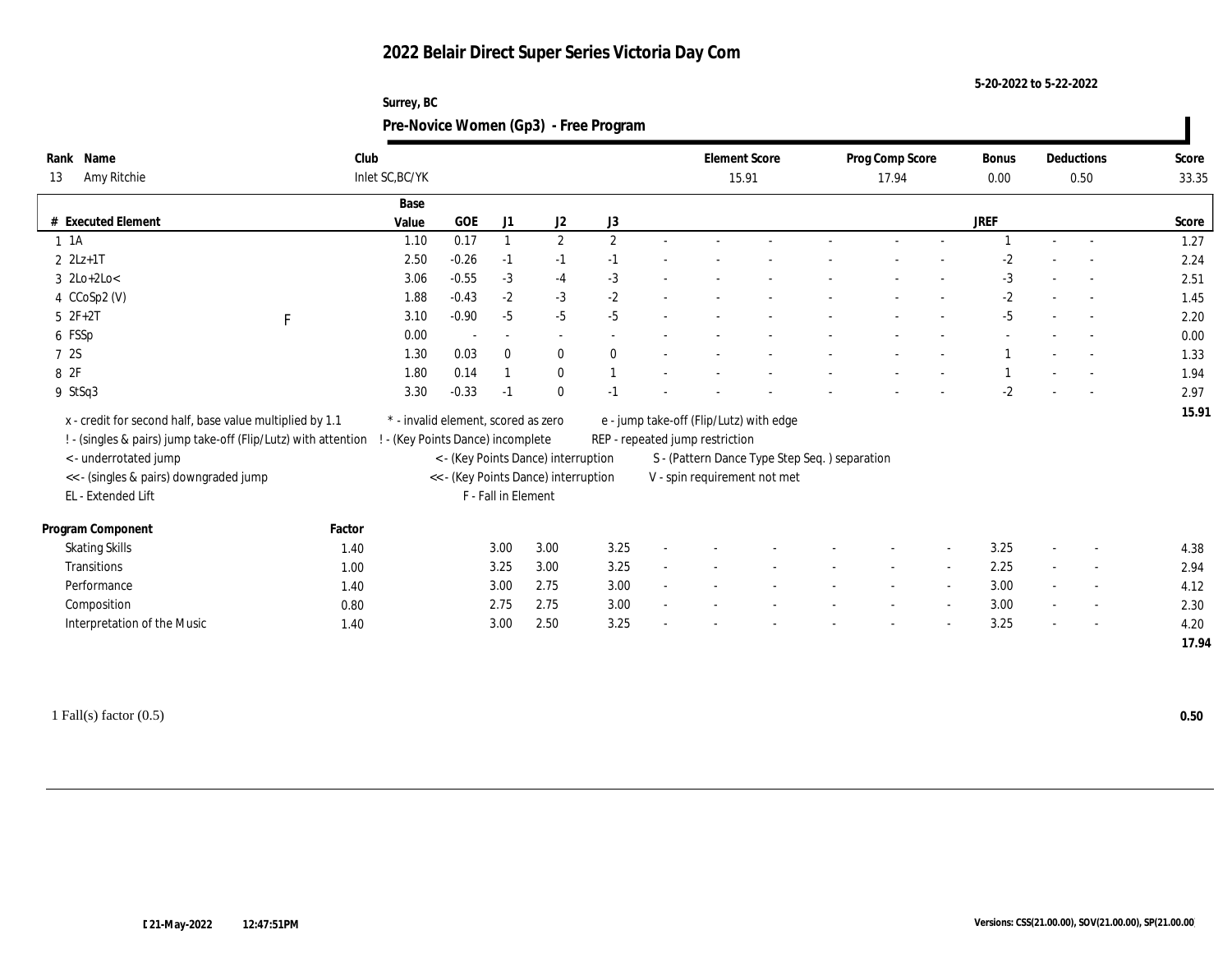# 2022 Belair Direct Super Series Victoria Day Com

5-20-2022 to 5-22-2022

Surrey, BC

## Pre-Novice Women (Gp3) - Free Program

| Rank | Name | Club | Element Score | Prog Comp Score | Bonus | Deductions | Score |
|---|---|---|---|---|---|---|---|
| 13 | Amy Ritchie | Inlet SC,BC/YK | 15.91 | 17.94 | 0.00 | 0.50 | 33.35 |

| # | Executed Element | | Base Value | GOE | J1 | J2 | J3 | | | | | | | | | JREF | | | Score |
|---|---|---|---|---|---|---|---|---|---|---|---|---|---|---|---|---|---|---|---|
| 1 | 1A | | 1.10 | 0.17 | 1 | 2 | 2 | - | - | - | - | - | - | - | - | 1 | - | - | 1.27 |
| 2 | 2Lz+1T | | 2.50 | -0.26 | -1 | -1 | -1 | - | - | - | - | - | - | - | - | -2 | - | - | 2.24 |
| 3 | 2Lo+2Lo< | | 3.06 | -0.55 | -3 | -4 | -3 | - | - | - | - | - | - | - | - | -3 | - | - | 2.51 |
| 4 | CCoSp2 (V) | | 1.88 | -0.43 | -2 | -3 | -2 | - | - | - | - | - | - | - | - | -2 | - | - | 1.45 |
| 5 | 2F+2T | F | 3.10 | -0.90 | -5 | -5 | -5 | - | - | - | - | - | - | - | - | -5 | - | - | 2.20 |
| 6 | FSSp | | 0.00 | - | - | - | - | - | - | - | - | - | - | - | - | - | - | - | 0.00 |
| 7 | 2S | | 1.30 | 0.03 | 0 | 0 | 0 | - | - | - | - | - | - | - | - | 1 | - | - | 1.33 |
| 8 | 2F | | 1.80 | 0.14 | 1 | 0 | 1 | - | - | - | - | - | - | - | - | 1 | - | - | 1.94 |
| 9 | StSq3 | | 3.30 | -0.33 | -1 | 0 | -1 | - | - | - | - | - | - | - | - | -2 | - | - | 2.97 |
| | | | | | | | | | | | | | | | | | | | 15.91 |

x - credit for second half, base value multiplied by 1.1
! - (singles & pairs) jump take-off (Flip/Lutz) with attention
< - underrotated jump
<< - (singles & pairs) downgraded jump
EL - Extended Lift
\* - invalid element, scored as zero
! - (Key Points Dance) incomplete
< - (Key Points Dance) interruption
<< - (Key Points Dance) interruption
F - Fall in Element
e - jump take-off (Flip/Lutz) with edge
REP - repeated jump restriction
S - (Pattern Dance Type Step Seq. ) separation
V - spin requirement not met

| Program Component | Factor | J1 | J2 | J3 | | | | | | | | | JREF | | | Score |
|---|---|---|---|---|---|---|---|---|---|---|---|---|---|---|---|---|
| Skating Skills | 1.40 | 3.00 | 3.00 | 3.25 | - | - | - | - | - | - | - | - | 3.25 | - | - | 4.38 |
| Transitions | 1.00 | 3.25 | 3.00 | 3.25 | - | - | - | - | - | - | - | - | 2.25 | - | - | 2.94 |
| Performance | 1.40 | 3.00 | 2.75 | 3.00 | - | - | - | - | - | - | - | - | 3.00 | - | - | 4.12 |
| Composition | 0.80 | 2.75 | 2.75 | 3.00 | - | - | - | - | - | - | - | - | 3.00 | - | - | 2.30 |
| Interpretation of the Music | 1.40 | 3.00 | 2.50 | 3.25 | - | - | - | - | - | - | - | - | 3.25 | - | - | 4.20 |
| | | | | | | | | | | | | | | | | 17.94 |

1 Fall(s) factor (0.5) **0.50**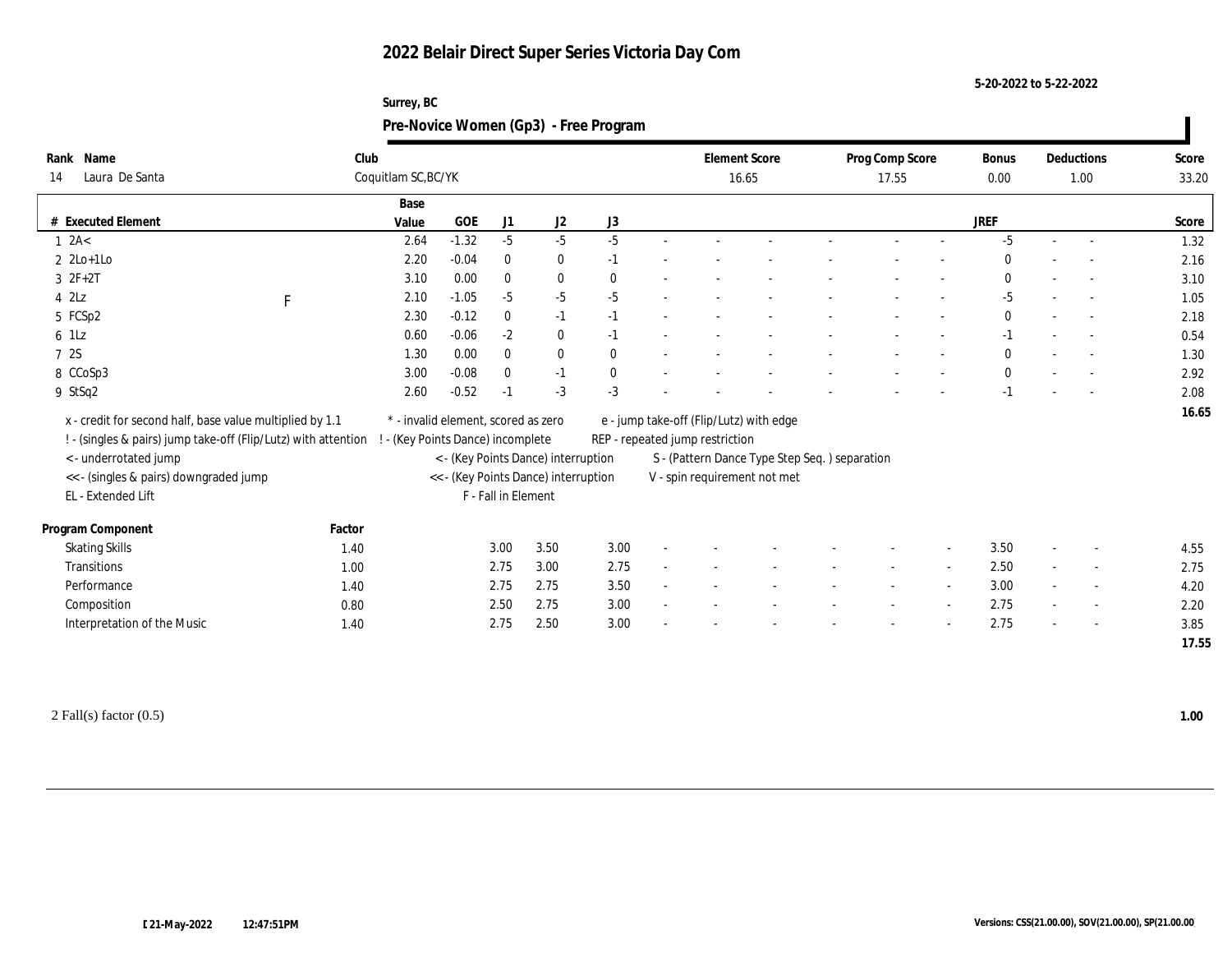# 2022 Belair Direct Super Series Victoria Day Com

5-20-2022 to 5-22-2022

Surrey, BC

## Pre-Novice Women (Gp3) - Free Program

| Rank | Name | Club | Element Score | Prog Comp Score | Bonus | Deductions | Score |
|---|---|---|---|---|---|---|---|
| 14 | Laura De Santa | Coquitlam SC,BC/YK | 16.65 | 17.55 | 0.00 | 1.00 | 33.20 |

| # | Executed Element | | Base Value | GOE | J1 | J2 | J3 | | | | | | | | JREF | | | Score |
|---|---|---|---|---|---|---|---|---|---|---|---|---|---|---|---|---|---|---|
| 1 | 2A< | | 2.64 | -1.32 | -5 | -5 | -5 | - | - | - | - | - | - | - | -5 | - | - | 1.32 |
| 2 | 2Lo+1Lo | | 2.20 | -0.04 | 0 | 0 | -1 | - | - | - | - | - | - | - | 0 | - | - | 2.16 |
| 3 | 2F+2T | | 3.10 | 0.00 | 0 | 0 | 0 | - | - | - | - | - | - | - | 0 | - | - | 3.10 |
| 4 | 2Lz | F | 2.10 | -1.05 | -5 | -5 | -5 | - | - | - | - | - | - | - | -5 | - | - | 1.05 |
| 5 | FCSp2 | | 2.30 | -0.12 | 0 | -1 | -1 | - | - | - | - | - | - | - | 0 | - | - | 2.18 |
| 6 | 1Lz | | 0.60 | -0.06 | -2 | 0 | -1 | - | - | - | - | - | - | - | -1 | - | - | 0.54 |
| 7 | 2S | | 1.30 | 0.00 | 0 | 0 | 0 | - | - | - | - | - | - | - | 0 | - | - | 1.30 |
| 8 | CCoSp3 | | 3.00 | -0.08 | 0 | -1 | 0 | - | - | - | - | - | - | - | 0 | - | - | 2.92 |
| 9 | StSq2 | | 2.60 | -0.52 | -1 | -3 | -3 | - | - | - | - | - | - | - | -1 | - | - | 2.08 |
| | | | | | | | | | | | | | | | | | | 16.65 |

x - credit for second half, base value multiplied by 1.1
! - (singles & pairs) jump take-off (Flip/Lutz) with attention
< - underrotated jump
<< - (singles & pairs) downgraded jump
EL - Extended Lift
* - invalid element, scored as zero
! - (Key Points Dance) incomplete
< - (Key Points Dance) interruption
<< - (Key Points Dance) interruption
F - Fall in Element
e - jump take-off (Flip/Lutz) with edge
REP - repeated jump restriction
S - (Pattern Dance Type Step Seq. ) separation
V - spin requirement not met

| Program Component | Factor | J1 | J2 | J3 | | | | | | | | JREF | | | Score |
|---|---|---|---|---|---|---|---|---|---|---|---|---|---|---|---|
| Skating Skills | 1.40 | 3.00 | 3.50 | 3.00 | - | - | - | - | - | - | - | 3.50 | - | - | 4.55 |
| Transitions | 1.00 | 2.75 | 3.00 | 2.75 | - | - | - | - | - | - | - | 2.50 | - | - | 2.75 |
| Performance | 1.40 | 2.75 | 2.75 | 3.50 | - | - | - | - | - | - | - | 3.00 | - | - | 4.20 |
| Composition | 0.80 | 2.50 | 2.75 | 3.00 | - | - | - | - | - | - | - | 2.75 | - | - | 2.20 |
| Interpretation of the Music | 1.40 | 2.75 | 2.50 | 3.00 | - | - | - | - | - | - | - | 2.75 | - | - | 3.85 |
| | | | | | | | | | | | | | | | 17.55 |

2 Fall(s) factor (0.5) **1.00**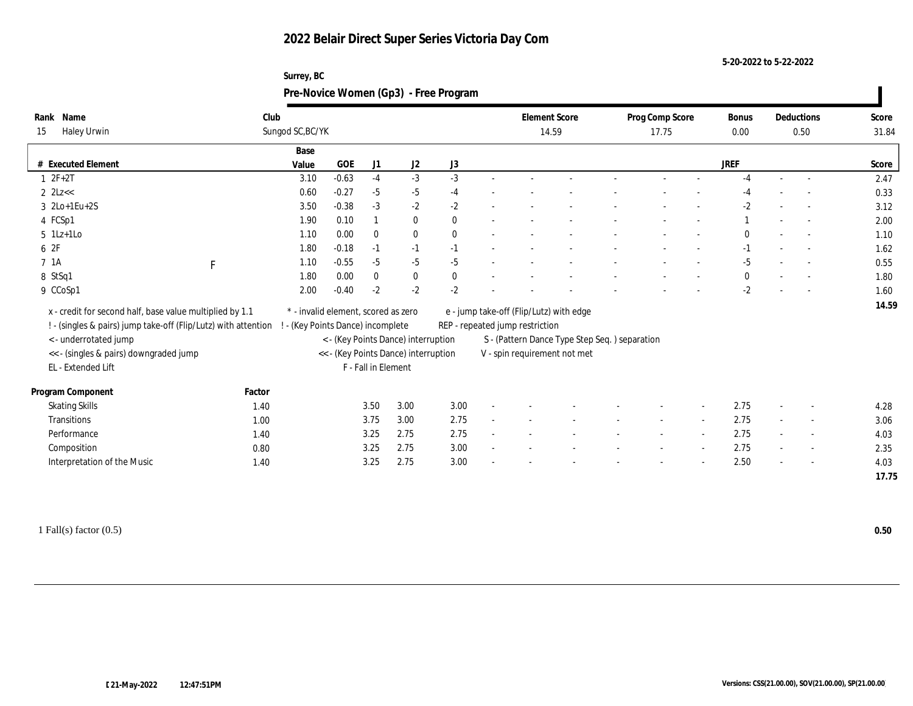# 2022 Belair Direct Super Series Victoria Day Com

5-20-2022 to 5-22-2022

Surrey, BC

## Pre-Novice Women (Gp3) - Free Program

| Rank | Name | Club | Element Score | Prog Comp Score | Bonus | Deductions | Score |
|---|---|---|---|---|---|---|---|
| 15 | Haley Urwin | Sungod SC,BC/YK | 14.59 | 17.75 | 0.00 | 0.50 | 31.84 |

| # | Executed Element | | Base Value | GOE | J1 | J2 | J3 | | | | | | | | JREF | | | Score |
|---|---|---|---|---|---|---|---|---|---|---|---|---|---|---|---|---|---|---|
| 1 | 2F+2T | | 3.10 | -0.63 | -4 | -3 | -3 | - | - | - | - | - | - | - | -4 | - | - | 2.47 |
| 2 | 2Lz<< | | 0.60 | -0.27 | -5 | -5 | -4 | - | - | - | - | - | - | - | -4 | - | - | 0.33 |
| 3 | 2Lo+1Eu+2S | | 3.50 | -0.38 | -3 | -2 | -2 | - | - | - | - | - | - | - | -2 | - | - | 3.12 |
| 4 | FCSp1 | | 1.90 | 0.10 | 1 | 0 | 0 | - | - | - | - | - | - | - | 1 | - | - | 2.00 |
| 5 | 1Lz+1Lo | | 1.10 | 0.00 | 0 | 0 | 0 | - | - | - | - | - | - | - | 0 | - | - | 1.10 |
| 6 | 2F | | 1.80 | -0.18 | -1 | -1 | -1 | - | - | - | - | - | - | - | -1 | - | - | 1.62 |
| 7 | 1A | F | 1.10 | -0.55 | -5 | -5 | -5 | - | - | - | - | - | - | - | -5 | - | - | 0.55 |
| 8 | StSq1 | | 1.80 | 0.00 | 0 | 0 | 0 | - | - | - | - | - | - | - | 0 | - | - | 1.80 |
| 9 | CCoSp1 | | 2.00 | -0.40 | -2 | -2 | -2 | - | - | - | - | - | - | - | -2 | - | - | 1.60 |
| | | | | | | | | | | | | | | | | | | 14.59 |

x - credit for second half, base value multiplied by 1.1
! - (singles & pairs) jump take-off (Flip/Lutz) with attention
< - underrotated jump
<< - (singles & pairs) downgraded jump
EL - Extended Lift
\* - invalid element, scored as zero
! - (Key Points Dance) incomplete
< - (Key Points Dance) interruption
<< - (Key Points Dance) interruption
F - Fall in Element
e - jump take-off (Flip/Lutz) with edge
REP - repeated jump restriction
S - (Pattern Dance Type Step Seq. ) separation
V - spin requirement not met

| Program Component | Factor | J1 | J2 | J3 | | | | | | | JREF | | | Score |
|---|---|---|---|---|---|---|---|---|---|---|---|---|---|---|
| Skating Skills | 1.40 | 3.50 | 3.00 | 3.00 | - | - | - | - | - | - | 2.75 | - | - | 4.28 |
| Transitions | 1.00 | 3.75 | 3.00 | 2.75 | - | - | - | - | - | - | 2.75 | - | - | 3.06 |
| Performance | 1.40 | 3.25 | 2.75 | 2.75 | - | - | - | - | - | - | 2.75 | - | - | 4.03 |
| Composition | 0.80 | 3.25 | 2.75 | 3.00 | - | - | - | - | - | - | 2.75 | - | - | 2.35 |
| Interpretation of the Music | 1.40 | 3.25 | 2.75 | 3.00 | - | - | - | - | - | - | 2.50 | - | - | 4.03 |
| | | | | | | | | | | | | | | 17.75 |

1 Fall(s) factor (0.5) **0.50**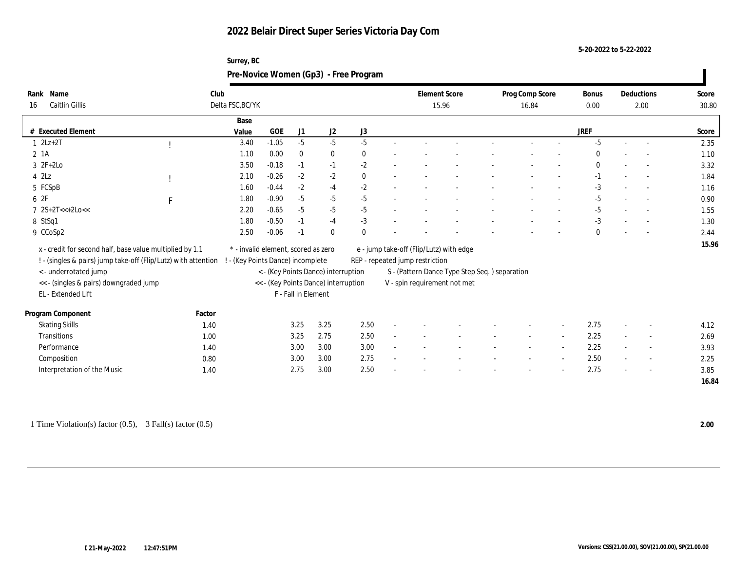# 2022 Belair Direct Super Series Victoria Day Com

5-20-2022 to 5-22-2022

Surrey, BC

## Pre-Novice Women (Gp3) - Free Program

| Rank | Name | Club | Element Score | Prog Comp Score | Bonus | Deductions | Score |
|---|---|---|---|---|---|---|---|
| 16 | Caitlin Gillis | Delta FSC,BC/YK | 15.96 | 16.84 | 0.00 | 2.00 | 30.80 |

| # | Executed Element | | Base Value | GOE | J1 | J2 | J3 | | | | | | | | JREF | | | Score |
|---|---|---|---|---|---|---|---|---|---|---|---|---|---|---|---|---|---|---|
| 1 | 2Lz+2T | ! | 3.40 | -1.05 | -5 | -5 | -5 | - | - | - | - | - | - | - | -5 | - | - | 2.35 |
| 2 | 1A | | 1.10 | 0.00 | 0 | 0 | 0 | - | - | - | - | - | - | - | 0 | - | - | 1.10 |
| 3 | 2F+2Lo | | 3.50 | -0.18 | -1 | -1 | -2 | - | - | - | - | - | - | - | 0 | - | - | 3.32 |
| 4 | 2Lz | ! | 2.10 | -0.26 | -2 | -2 | 0 | - | - | - | - | - | - | - | -1 | - | - | 1.84 |
| 5 | FCSpB | | 1.60 | -0.44 | -2 | -4 | -2 | - | - | - | - | - | - | - | -3 | - | - | 1.16 |
| 6 | 2F | F | 1.80 | -0.90 | -5 | -5 | -5 | - | - | - | - | - | - | - | -5 | - | - | 0.90 |
| 7 | 2S+2T<<+2Lo<< | | 2.20 | -0.65 | -5 | -5 | -5 | - | - | - | - | - | - | - | -5 | - | - | 1.55 |
| 8 | StSq1 | | 1.80 | -0.50 | -1 | -4 | -3 | - | - | - | - | - | - | - | -3 | - | - | 1.30 |
| 9 | CCoSp2 | | 2.50 | -0.06 | -1 | 0 | 0 | - | - | - | - | - | - | - | 0 | - | - | 2.44 |
| | | | | | | | | | | | | | | | | | | 15.96 |

x - credit for second half, base value multiplied by 1.1
! - (singles & pairs) jump take-off (Flip/Lutz) with attention
< - underrotated jump
<< - (singles & pairs) downgraded jump
EL - Extended Lift
* - invalid element, scored as zero
! - (Key Points Dance) incomplete
< - (Key Points Dance) interruption
<< - (Key Points Dance) interruption
F - Fall in Element
e - jump take-off (Flip/Lutz) with edge
REP - repeated jump restriction
S - (Pattern Dance Type Step Seq. ) separation
V - spin requirement not met

| Program Component | Factor | J1 | J2 | J3 | | | | | | | | JREF | | | Score |
|---|---|---|---|---|---|---|---|---|---|---|---|---|---|---|---|
| Skating Skills | 1.40 | 3.25 | 3.25 | 2.50 | - | - | - | - | - | - | - | 2.75 | - | - | 4.12 |
| Transitions | 1.00 | 3.25 | 2.75 | 2.50 | - | - | - | - | - | - | - | 2.25 | - | - | 2.69 |
| Performance | 1.40 | 3.00 | 3.00 | 3.00 | - | - | - | - | - | - | - | 2.25 | - | - | 3.93 |
| Composition | 0.80 | 3.00 | 3.00 | 2.75 | - | - | - | - | - | - | - | 2.50 | - | - | 2.25 |
| Interpretation of the Music | 1.40 | 2.75 | 3.00 | 2.50 | - | - | - | - | - | - | - | 2.75 | - | - | 3.85 |
| | | | | | | | | | | | | | | | 16.84 |

1 Time Violation(s) factor (0.5), 3 Fall(s) factor (0.5) **2.00**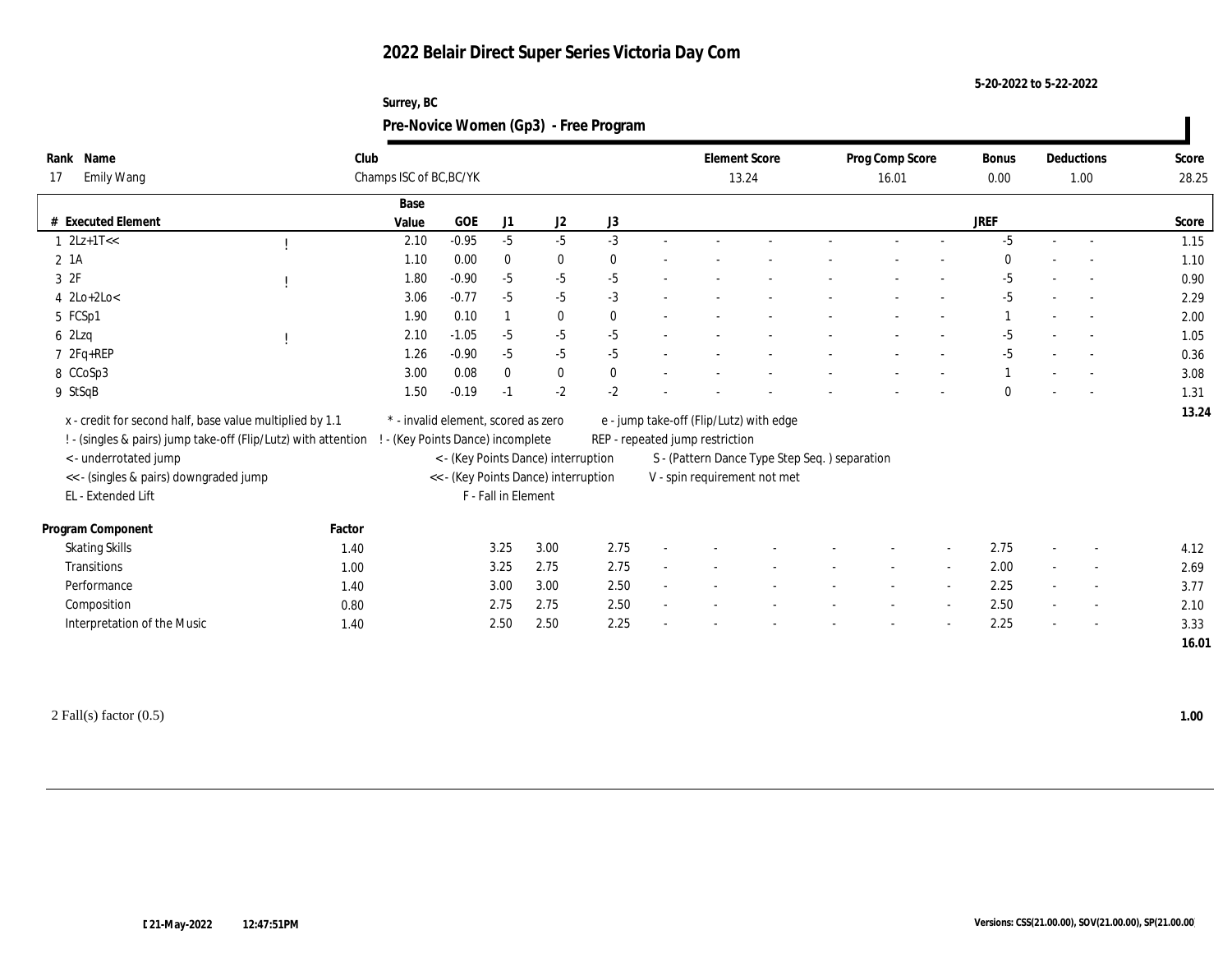# 2022 Belair Direct Super Series Victoria Day Com

5-20-2022 to 5-22-2022

Surrey, BC

## Pre-Novice Women (Gp3) - Free Program

| Rank | Name | Club | Element Score | Prog Comp Score | Bonus | Deductions | Score |
|---|---|---|---|---|---|---|---|
| 17 | Emily Wang | Champs ISC of BC,BC/YK | 13.24 | 16.01 | 0.00 | 1.00 | 28.25 |

| # | Executed Element | | Base Value | GOE | J1 | J2 | J3 | | | | | | | | | JREF | | | Score |
|---|---|---|---|---|---|---|---|---|---|---|---|---|---|---|---|---|---|---|---|
| 1 | 2Lz+1T<< | ! | 2.10 | -0.95 | -5 | -5 | -3 | - | - | - | - | - | - | - | - | -5 | - | - | 1.15 |
| 2 | 1A | | 1.10 | 0.00 | 0 | 0 | 0 | - | - | - | - | - | - | - | - | 0 | - | - | 1.10 |
| 3 | 2F | ! | 1.80 | -0.90 | -5 | -5 | -5 | - | - | - | - | - | - | - | - | -5 | - | - | 0.90 |
| 4 | 2Lo+2Lo< | | 3.06 | -0.77 | -5 | -5 | -3 | - | - | - | - | - | - | - | - | -5 | - | - | 2.29 |
| 5 | FCSp1 | | 1.90 | 0.10 | 1 | 0 | 0 | - | - | - | - | - | - | - | - | 1 | - | - | 2.00 |
| 6 | 2Lzq | ! | 2.10 | -1.05 | -5 | -5 | -5 | - | - | - | - | - | - | - | - | -5 | - | - | 1.05 |
| 7 | 2Fq+REP | | 1.26 | -0.90 | -5 | -5 | -5 | - | - | - | - | - | - | - | - | -5 | - | - | 0.36 |
| 8 | CCoSp3 | | 3.00 | 0.08 | 0 | 0 | 0 | - | - | - | - | - | - | - | - | 1 | - | - | 3.08 |
| 9 | StSqB | | 1.50 | -0.19 | -1 | -2 | -2 | - | - | - | - | - | - | - | - | 0 | - | - | 1.31 |
| | | | | | | | | | | | | | | | | | | | 13.24 |

x - credit for second half, base value multiplied by 1.1
! - (singles & pairs) jump take-off (Flip/Lutz) with attention
< - underrotated jump
<< - (singles & pairs) downgraded jump
EL - Extended Lift
* - invalid element, scored as zero
! - (Key Points Dance) incomplete
< - (Key Points Dance) interruption
<< - (Key Points Dance) interruption
F - Fall in Element
e - jump take-off (Flip/Lutz) with edge
REP - repeated jump restriction
S - (Pattern Dance Type Step Seq. ) separation
V - spin requirement not met

| Program Component | Factor | J1 | J2 | J3 | | | | | | | | | JREF | | | Score |
|---|---|---|---|---|---|---|---|---|---|---|---|---|---|---|---|---|
| Skating Skills | 1.40 | 3.25 | 3.00 | 2.75 | - | - | - | - | - | - | - | - | 2.75 | - | - | 4.12 |
| Transitions | 1.00 | 3.25 | 2.75 | 2.75 | - | - | - | - | - | - | - | - | 2.00 | - | - | 2.69 |
| Performance | 1.40 | 3.00 | 3.00 | 2.50 | - | - | - | - | - | - | - | - | 2.25 | - | - | 3.77 |
| Composition | 0.80 | 2.75 | 2.75 | 2.50 | - | - | - | - | - | - | - | - | 2.50 | - | - | 2.10 |
| Interpretation of the Music | 1.40 | 2.50 | 2.50 | 2.25 | - | - | - | - | - | - | - | - | 2.25 | - | - | 3.33 |
| | | | | | | | | | | | | | | | | 16.01 |

2 Fall(s) factor (0.5) **1.00**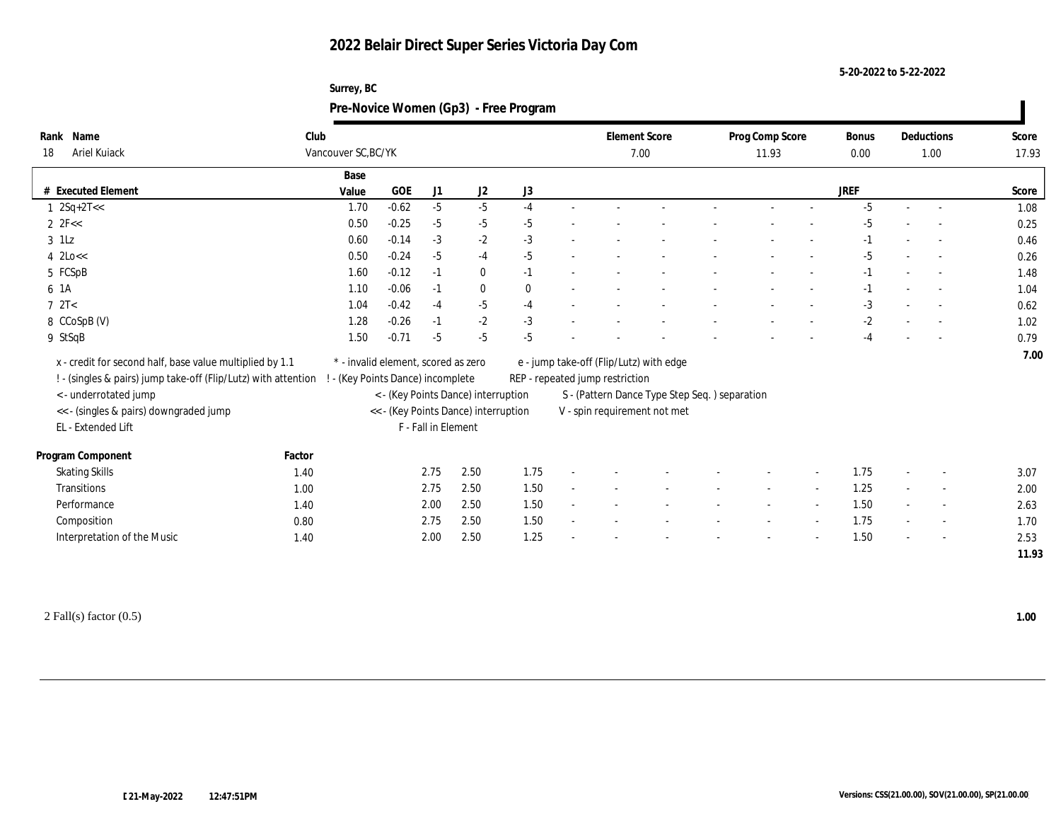# 2022 Belair Direct Super Series Victoria Day Com

5-20-2022 to 5-22-2022

Surrey, BC

## Pre-Novice Women (Gp3) - Free Program

| Rank | Name | Club | Element Score | Prog Comp Score | Bonus | Deductions | Score |
|---|---|---|---|---|---|---|---|
| 18 | Ariel Kuiack | Vancouver SC,BC/YK | 7.00 | 11.93 | 0.00 | 1.00 | 17.93 |

| # | Executed Element | Base Value | GOE | J1 | J2 | J3 | | | | | | | | | JREF | | | Score |
|---|---|---|---|---|---|---|---|---|---|---|---|---|---|---|---|---|---|---|
| 1 | 2Sq+2T<< | 1.70 | -0.62 | -5 | -5 | -4 | - | - | - | - | - | - | - | -5 | - | - | | 1.08 |
| 2 | 2F<< | 0.50 | -0.25 | -5 | -5 | -5 | - | - | - | - | - | - | - | -5 | - | - | | 0.25 |
| 3 | 1Lz | 0.60 | -0.14 | -3 | -2 | -3 | - | - | - | - | - | - | - | -1 | - | - | | 0.46 |
| 4 | 2Lo<< | 0.50 | -0.24 | -5 | -4 | -5 | - | - | - | - | - | - | - | -5 | - | - | | 0.26 |
| 5 | FCSpB | 1.60 | -0.12 | -1 | 0 | -1 | - | - | - | - | - | - | - | -1 | - | - | | 1.48 |
| 6 | 1A | 1.10 | -0.06 | -1 | 0 | 0 | - | - | - | - | - | - | - | -1 | - | - | | 1.04 |
| 7 | 2T< | 1.04 | -0.42 | -4 | -5 | -4 | - | - | - | - | - | - | - | -3 | - | - | | 0.62 |
| 8 | CCoSpB (V) | 1.28 | -0.26 | -1 | -2 | -3 | - | - | - | - | - | - | - | -2 | - | - | | 1.02 |
| 9 | StSqB | 1.50 | -0.71 | -5 | -5 | -5 | - | - | - | - | - | - | - | -4 | - | - | | 0.79 |
| | | | | | | | | | | | | | | | | | | 7.00 |

x - credit for second half, base value multiplied by 1.1
! - (singles & pairs) jump take-off (Flip/Lutz) with attention
< - underrotated jump
<< - (singles & pairs) downgraded jump
EL - Extended Lift
\* - invalid element, scored as zero
! - (Key Points Dance) incomplete
< - (Key Points Dance) interruption
<< - (Key Points Dance) interruption
F - Fall in Element
e - jump take-off (Flip/Lutz) with edge
REP - repeated jump restriction
S - (Pattern Dance Type Step Seq. ) separation
V - spin requirement not met

| Program Component | Factor | J1 | J2 | J3 | | | | | | | JREF | | | Score |
|---|---|---|---|---|---|---|---|---|---|---|---|---|---|---|
| Skating Skills | 1.40 | 2.75 | 2.50 | 1.75 | - | - | - | - | - | - | 1.75 | - | - | 3.07 |
| Transitions | 1.00 | 2.75 | 2.50 | 1.50 | - | - | - | - | - | - | 1.25 | - | - | 2.00 |
| Performance | 1.40 | 2.00 | 2.50 | 1.50 | - | - | - | - | - | - | 1.50 | - | - | 2.63 |
| Composition | 0.80 | 2.75 | 2.50 | 1.50 | - | - | - | - | - | - | 1.75 | - | - | 1.70 |
| Interpretation of the Music | 1.40 | 2.00 | 2.50 | 1.25 | - | - | - | - | - | - | 1.50 | - | - | 2.53 |
| | | | | | | | | | | | | | | 11.93 |

2 Fall(s) factor (0.5) **1.00**